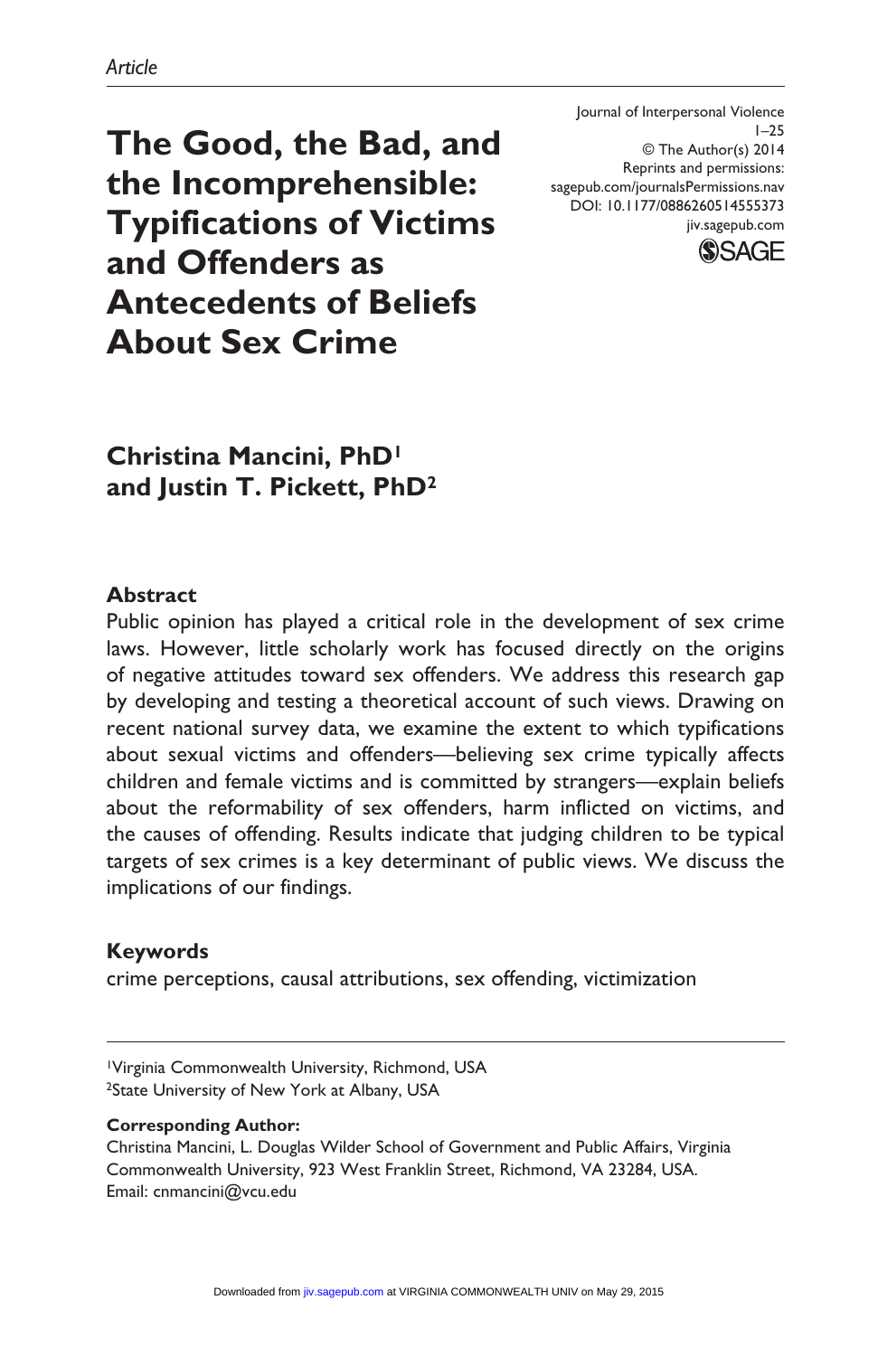*Article*

Journal of Interpersonal Violence
1–25
© The Author(s) 2014
Reprints and permissions:
sagepub.com/journalsPermissions.nav
DOI: 10.1177/0886260514555373
jiv.sagepub.com

# The Good, the Bad, and the Incomprehensible: Typifications of Victims and Offenders as Antecedents of Beliefs About Sex Crime

**Christina Mancini, PhD[1] and Justin T. Pickett, PhD[2]**

## Abstract

Public opinion has played a critical role in the development of sex crime laws. However, little scholarly work has focused directly on the origins of negative attitudes toward sex offenders. We address this research gap by developing and testing a theoretical account of such views. Drawing on recent national survey data, we examine the extent to which typifications about sexual victims and offenders—believing sex crime typically affects children and female victims and is committed by strangers—explain beliefs about the reformability of sex offenders, harm inflicted on victims, and the causes of offending. Results indicate that judging children to be typical targets of sex crimes is a key determinant of public views. We discuss the implications of our findings.

## Keywords

crime perceptions, causal attributions, sex offending, victimization

[1]Virginia Commonwealth University, Richmond, USA
[2]State University of New York at Albany, USA

**Corresponding Author:**
Christina Mancini, L. Douglas Wilder School of Government and Public Affairs, Virginia Commonwealth University, 923 West Franklin Street, Richmond, VA 23284, USA.
Email: cnmancini@vcu.edu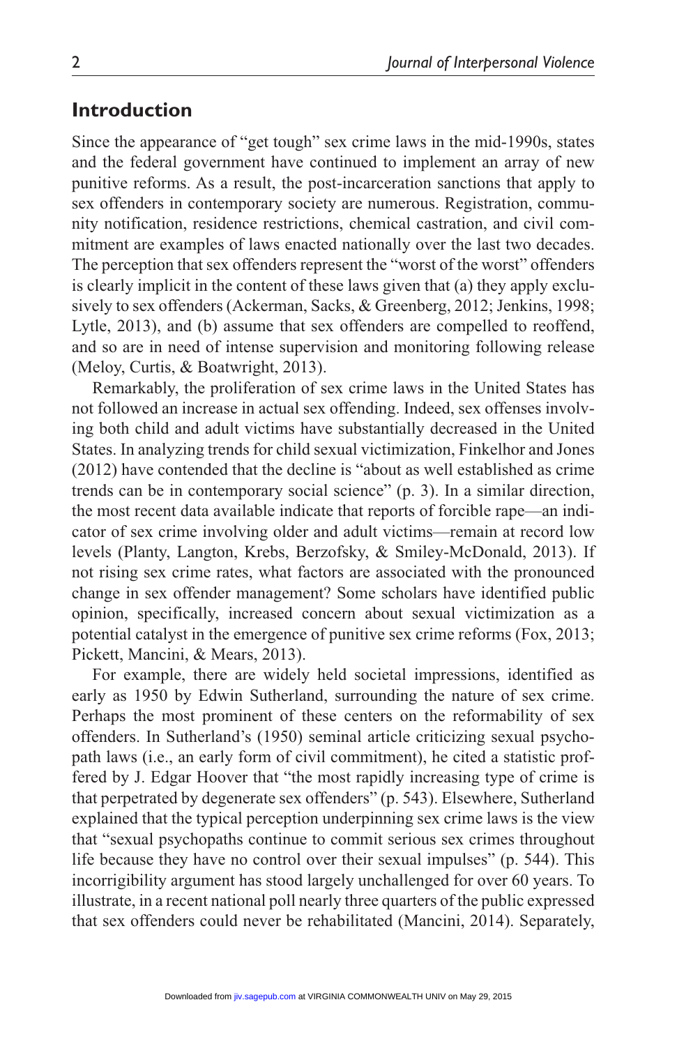## Introduction

Since the appearance of "get tough" sex crime laws in the mid-1990s, states and the federal government have continued to implement an array of new punitive reforms. As a result, the post-incarceration sanctions that apply to sex offenders in contemporary society are numerous. Registration, community notification, residence restrictions, chemical castration, and civil commitment are examples of laws enacted nationally over the last two decades. The perception that sex offenders represent the "worst of the worst" offenders is clearly implicit in the content of these laws given that (a) they apply exclusively to sex offenders (Ackerman, Sacks, & Greenberg, 2012; Jenkins, 1998; Lytle, 2013), and (b) assume that sex offenders are compelled to reoffend, and so are in need of intense supervision and monitoring following release (Meloy, Curtis, & Boatwright, 2013).

Remarkably, the proliferation of sex crime laws in the United States has not followed an increase in actual sex offending. Indeed, sex offenses involving both child and adult victims have substantially decreased in the United States. In analyzing trends for child sexual victimization, Finkelhor and Jones (2012) have contended that the decline is "about as well established as crime trends can be in contemporary social science" (p. 3). In a similar direction, the most recent data available indicate that reports of forcible rape—an indicator of sex crime involving older and adult victims—remain at record low levels (Planty, Langton, Krebs, Berzofsky, & Smiley-McDonald, 2013). If not rising sex crime rates, what factors are associated with the pronounced change in sex offender management? Some scholars have identified public opinion, specifically, increased concern about sexual victimization as a potential catalyst in the emergence of punitive sex crime reforms (Fox, 2013; Pickett, Mancini, & Mears, 2013).

For example, there are widely held societal impressions, identified as early as 1950 by Edwin Sutherland, surrounding the nature of sex crime. Perhaps the most prominent of these centers on the reformability of sex offenders. In Sutherland's (1950) seminal article criticizing sexual psychopath laws (i.e., an early form of civil commitment), he cited a statistic proffered by J. Edgar Hoover that "the most rapidly increasing type of crime is that perpetrated by degenerate sex offenders" (p. 543). Elsewhere, Sutherland explained that the typical perception underpinning sex crime laws is the view that "sexual psychopaths continue to commit serious sex crimes throughout life because they have no control over their sexual impulses" (p. 544). This incorrigibility argument has stood largely unchallenged for over 60 years. To illustrate, in a recent national poll nearly three quarters of the public expressed that sex offenders could never be rehabilitated (Mancini, 2014). Separately,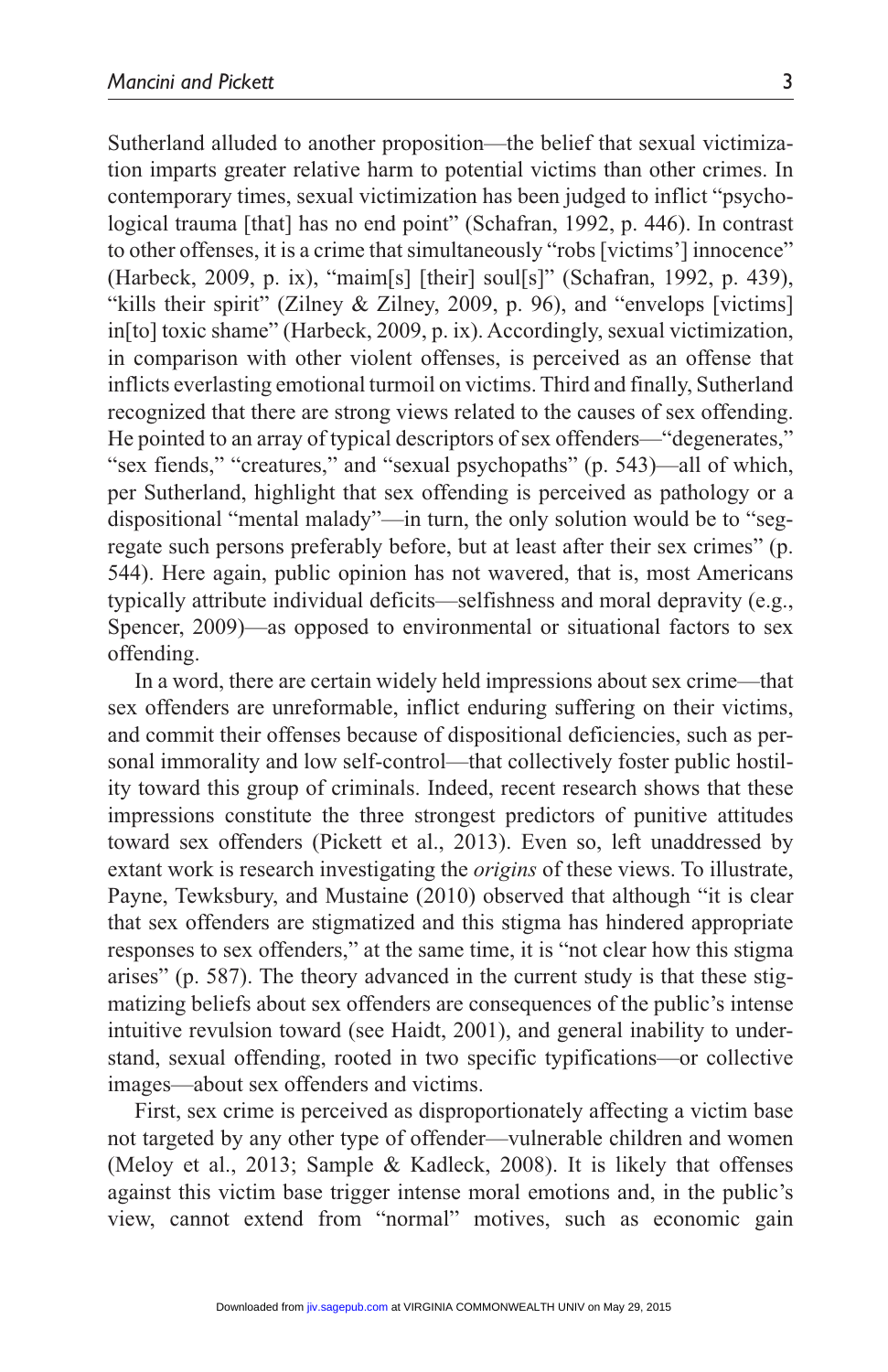Sutherland alluded to another proposition—the belief that sexual victimization imparts greater relative harm to potential victims than other crimes. In contemporary times, sexual victimization has been judged to inflict "psychological trauma [that] has no end point" (Schafran, 1992, p. 446). In contrast to other offenses, it is a crime that simultaneously "robs [victims'] innocence" (Harbeck, 2009, p. ix), "maim[s] [their] soul[s]" (Schafran, 1992, p. 439), "kills their spirit" (Zilney & Zilney, 2009, p. 96), and "envelops [victims] in[to] toxic shame" (Harbeck, 2009, p. ix). Accordingly, sexual victimization, in comparison with other violent offenses, is perceived as an offense that inflicts everlasting emotional turmoil on victims. Third and finally, Sutherland recognized that there are strong views related to the causes of sex offending. He pointed to an array of typical descriptors of sex offenders—"degenerates," "sex fiends," "creatures," and "sexual psychopaths" (p. 543)—all of which, per Sutherland, highlight that sex offending is perceived as pathology or a dispositional "mental malady"—in turn, the only solution would be to "segregate such persons preferably before, but at least after their sex crimes" (p. 544). Here again, public opinion has not wavered, that is, most Americans typically attribute individual deficits—selfishness and moral depravity (e.g., Spencer, 2009)—as opposed to environmental or situational factors to sex offending.

In a word, there are certain widely held impressions about sex crime—that sex offenders are unreformable, inflict enduring suffering on their victims, and commit their offenses because of dispositional deficiencies, such as personal immorality and low self-control—that collectively foster public hostility toward this group of criminals. Indeed, recent research shows that these impressions constitute the three strongest predictors of punitive attitudes toward sex offenders (Pickett et al., 2013). Even so, left unaddressed by extant work is research investigating the *origins* of these views. To illustrate, Payne, Tewksbury, and Mustaine (2010) observed that although "it is clear that sex offenders are stigmatized and this stigma has hindered appropriate responses to sex offenders," at the same time, it is "not clear how this stigma arises" (p. 587). The theory advanced in the current study is that these stigmatizing beliefs about sex offenders are consequences of the public's intense intuitive revulsion toward (see Haidt, 2001), and general inability to understand, sexual offending, rooted in two specific typifications—or collective images—about sex offenders and victims.

First, sex crime is perceived as disproportionately affecting a victim base not targeted by any other type of offender—vulnerable children and women (Meloy et al., 2013; Sample & Kadleck, 2008). It is likely that offenses against this victim base trigger intense moral emotions and, in the public's view, cannot extend from "normal" motives, such as economic gain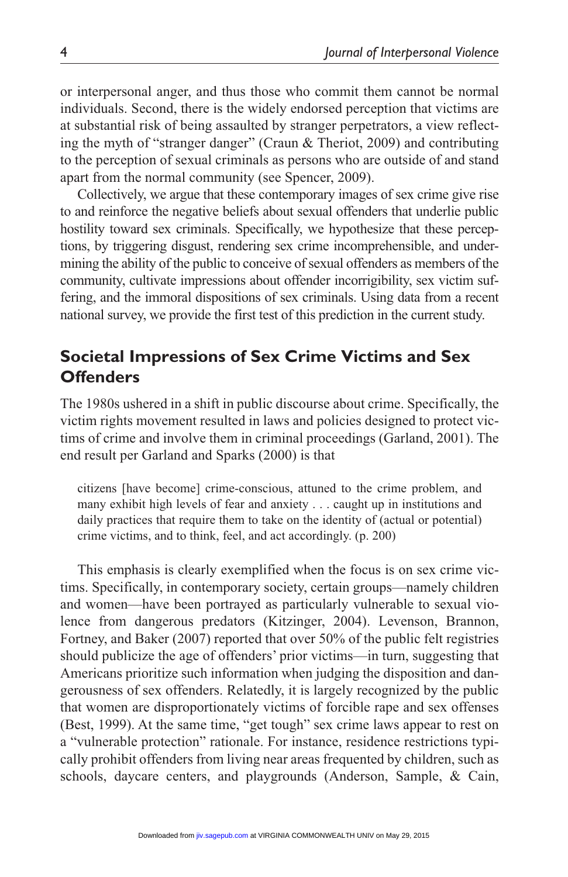or interpersonal anger, and thus those who commit them cannot be normal individuals. Second, there is the widely endorsed perception that victims are at substantial risk of being assaulted by stranger perpetrators, a view reflecting the myth of "stranger danger" (Craun & Theriot, 2009) and contributing to the perception of sexual criminals as persons who are outside of and stand apart from the normal community (see Spencer, 2009).

Collectively, we argue that these contemporary images of sex crime give rise to and reinforce the negative beliefs about sexual offenders that underlie public hostility toward sex criminals. Specifically, we hypothesize that these perceptions, by triggering disgust, rendering sex crime incomprehensible, and undermining the ability of the public to conceive of sexual offenders as members of the community, cultivate impressions about offender incorrigibility, sex victim suffering, and the immoral dispositions of sex criminals. Using data from a recent national survey, we provide the first test of this prediction in the current study.

## Societal Impressions of Sex Crime Victims and Sex Offenders

The 1980s ushered in a shift in public discourse about crime. Specifically, the victim rights movement resulted in laws and policies designed to protect victims of crime and involve them in criminal proceedings (Garland, 2001). The end result per Garland and Sparks (2000) is that

> citizens [have become] crime-conscious, attuned to the crime problem, and many exhibit high levels of fear and anxiety . . . caught up in institutions and daily practices that require them to take on the identity of (actual or potential) crime victims, and to think, feel, and act accordingly. (p. 200)

This emphasis is clearly exemplified when the focus is on sex crime victims. Specifically, in contemporary society, certain groups—namely children and women—have been portrayed as particularly vulnerable to sexual violence from dangerous predators (Kitzinger, 2004). Levenson, Brannon, Fortney, and Baker (2007) reported that over 50% of the public felt registries should publicize the age of offenders' prior victims—in turn, suggesting that Americans prioritize such information when judging the disposition and dangerousness of sex offenders. Relatedly, it is largely recognized by the public that women are disproportionately victims of forcible rape and sex offenses (Best, 1999). At the same time, "get tough" sex crime laws appear to rest on a "vulnerable protection" rationale. For instance, residence restrictions typically prohibit offenders from living near areas frequented by children, such as schools, daycare centers, and playgrounds (Anderson, Sample, & Cain,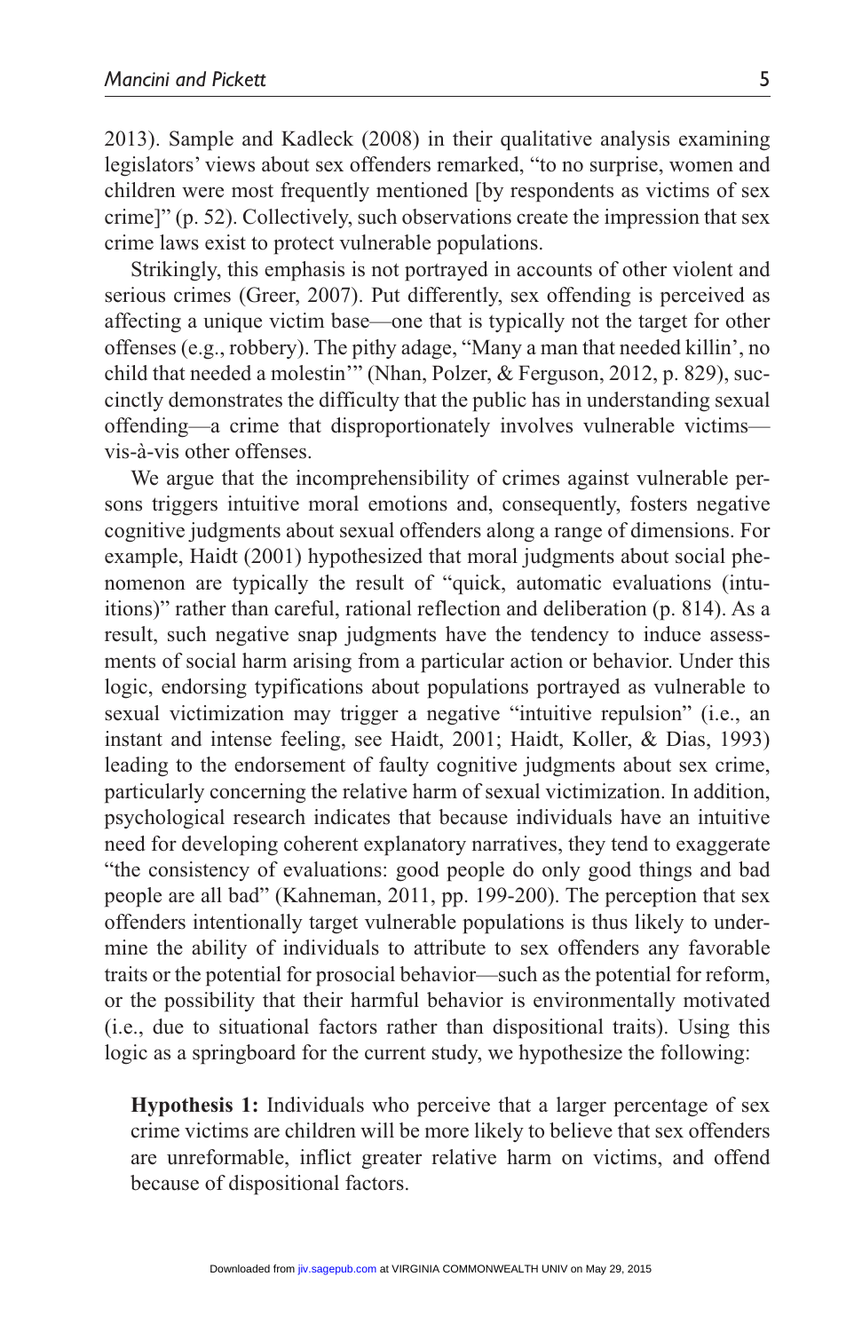2013). Sample and Kadleck (2008) in their qualitative analysis examining legislators' views about sex offenders remarked, "to no surprise, women and children were most frequently mentioned [by respondents as victims of sex crime]" (p. 52). Collectively, such observations create the impression that sex crime laws exist to protect vulnerable populations.

Strikingly, this emphasis is not portrayed in accounts of other violent and serious crimes (Greer, 2007). Put differently, sex offending is perceived as affecting a unique victim base—one that is typically not the target for other offenses (e.g., robbery). The pithy adage, "Many a man that needed killin', no child that needed a molestin'" (Nhan, Polzer, & Ferguson, 2012, p. 829), succinctly demonstrates the difficulty that the public has in understanding sexual offending—a crime that disproportionately involves vulnerable victims—vis-à-vis other offenses.

We argue that the incomprehensibility of crimes against vulnerable persons triggers intuitive moral emotions and, consequently, fosters negative cognitive judgments about sexual offenders along a range of dimensions. For example, Haidt (2001) hypothesized that moral judgments about social phenomenon are typically the result of "quick, automatic evaluations (intuitions)" rather than careful, rational reflection and deliberation (p. 814). As a result, such negative snap judgments have the tendency to induce assessments of social harm arising from a particular action or behavior. Under this logic, endorsing typifications about populations portrayed as vulnerable to sexual victimization may trigger a negative "intuitive repulsion" (i.e., an instant and intense feeling, see Haidt, 2001; Haidt, Koller, & Dias, 1993) leading to the endorsement of faulty cognitive judgments about sex crime, particularly concerning the relative harm of sexual victimization. In addition, psychological research indicates that because individuals have an intuitive need for developing coherent explanatory narratives, they tend to exaggerate "the consistency of evaluations: good people do only good things and bad people are all bad" (Kahneman, 2011, pp. 199-200). The perception that sex offenders intentionally target vulnerable populations is thus likely to undermine the ability of individuals to attribute to sex offenders any favorable traits or the potential for prosocial behavior—such as the potential for reform, or the possibility that their harmful behavior is environmentally motivated (i.e., due to situational factors rather than dispositional traits). Using this logic as a springboard for the current study, we hypothesize the following:

> **Hypothesis 1:** Individuals who perceive that a larger percentage of sex crime victims are children will be more likely to believe that sex offenders are unreformable, inflict greater relative harm on victims, and offend because of dispositional factors.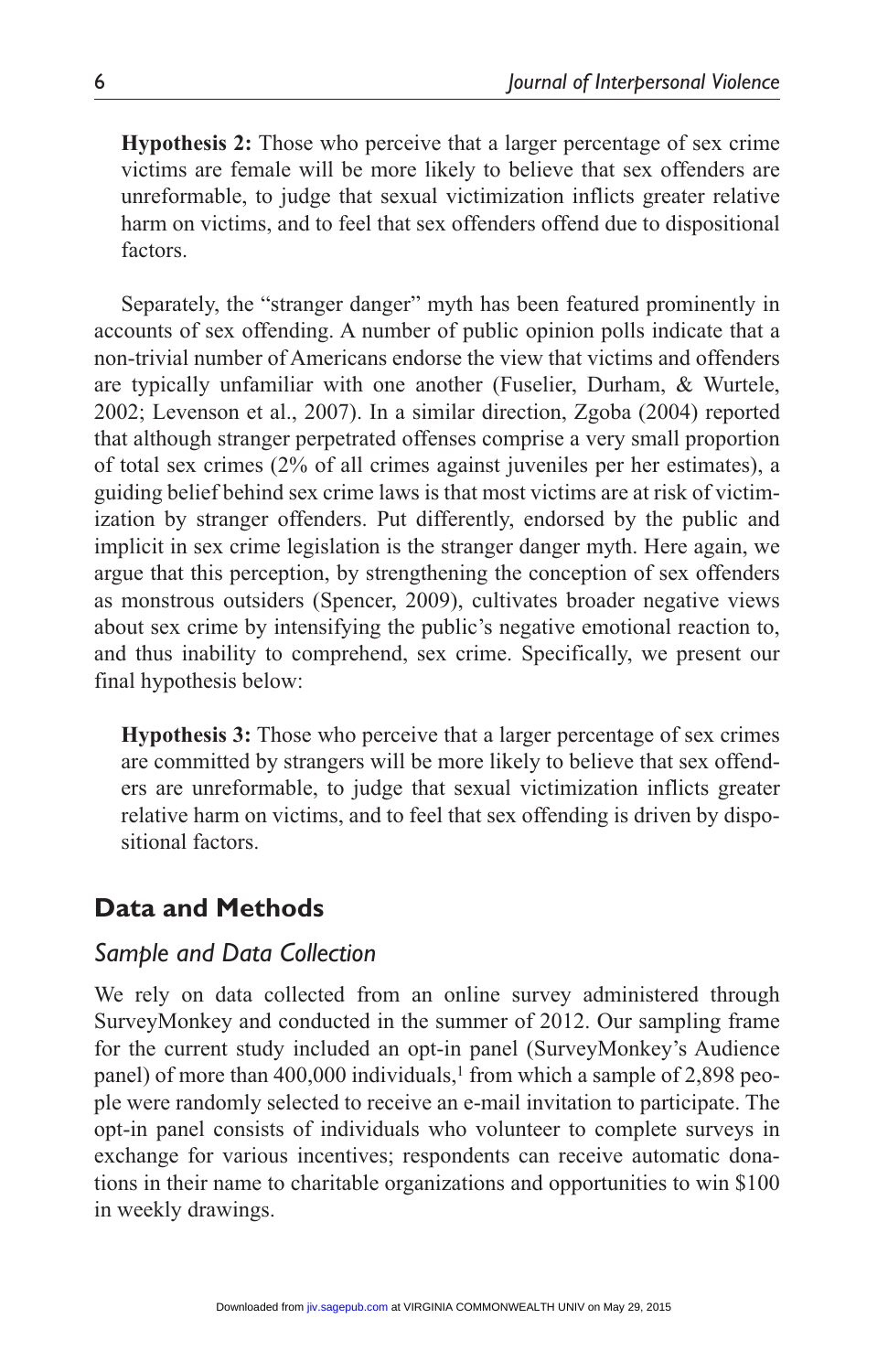**Hypothesis 2:** Those who perceive that a larger percentage of sex crime victims are female will be more likely to believe that sex offenders are unreformable, to judge that sexual victimization inflicts greater relative harm on victims, and to feel that sex offenders offend due to dispositional factors.

Separately, the "stranger danger" myth has been featured prominently in accounts of sex offending. A number of public opinion polls indicate that a non-trivial number of Americans endorse the view that victims and offenders are typically unfamiliar with one another (Fuselier, Durham, & Wurtele, 2002; Levenson et al., 2007). In a similar direction, Zgoba (2004) reported that although stranger perpetrated offenses comprise a very small proportion of total sex crimes (2% of all crimes against juveniles per her estimates), a guiding belief behind sex crime laws is that most victims are at risk of victimization by stranger offenders. Put differently, endorsed by the public and implicit in sex crime legislation is the stranger danger myth. Here again, we argue that this perception, by strengthening the conception of sex offenders as monstrous outsiders (Spencer, 2009), cultivates broader negative views about sex crime by intensifying the public's negative emotional reaction to, and thus inability to comprehend, sex crime. Specifically, we present our final hypothesis below:

**Hypothesis 3:** Those who perceive that a larger percentage of sex crimes are committed by strangers will be more likely to believe that sex offenders are unreformable, to judge that sexual victimization inflicts greater relative harm on victims, and to feel that sex offending is driven by dispositional factors.

## Data and Methods

### *Sample and Data Collection*

We rely on data collected from an online survey administered through SurveyMonkey and conducted in the summer of 2012. Our sampling frame for the current study included an opt-in panel (SurveyMonkey's Audience panel) of more than 400,000 individuals,[1] from which a sample of 2,898 people were randomly selected to receive an e-mail invitation to participate. The opt-in panel consists of individuals who volunteer to complete surveys in exchange for various incentives; respondents can receive automatic donations in their name to charitable organizations and opportunities to win $100 in weekly drawings.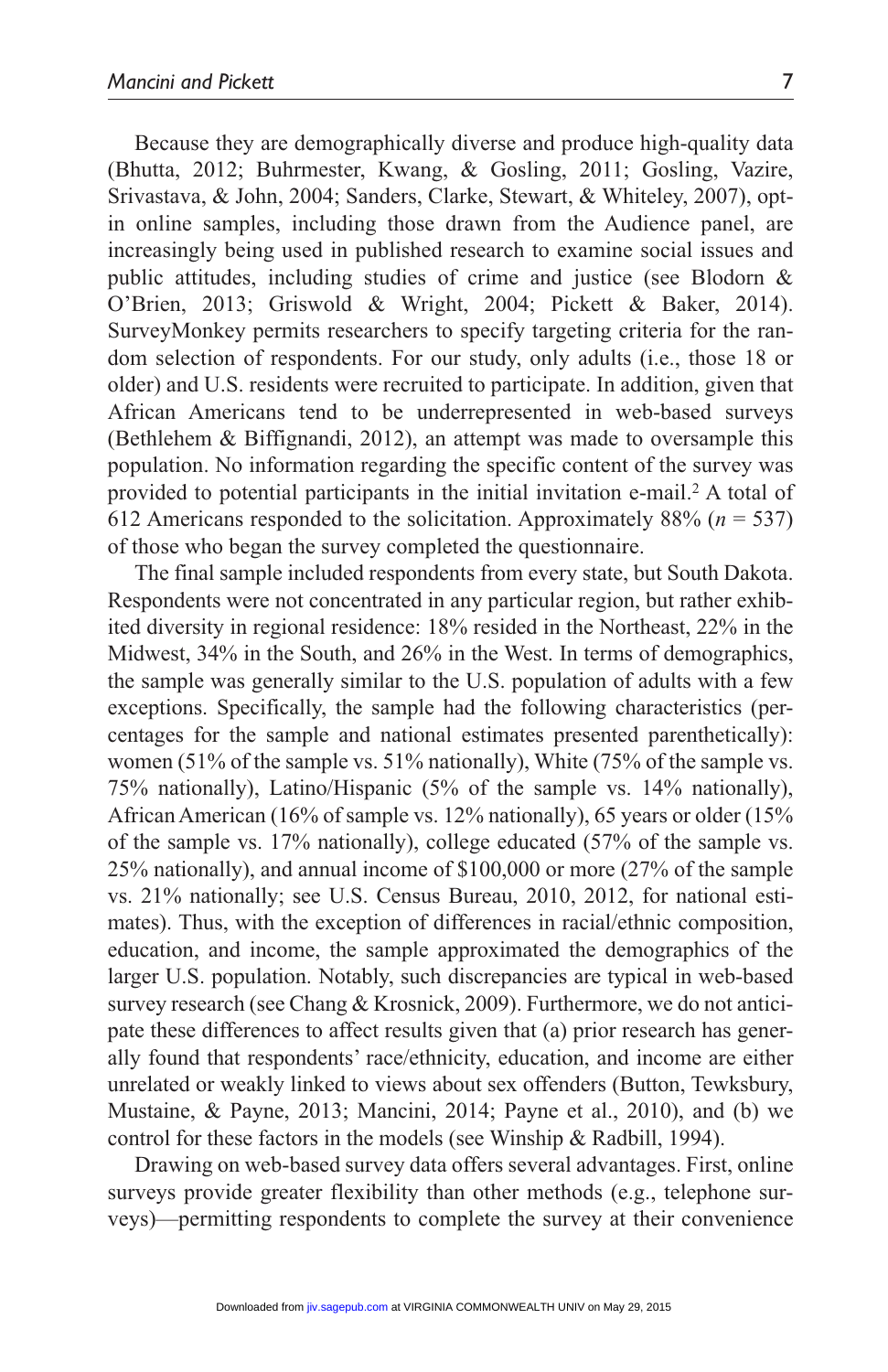Because they are demographically diverse and produce high-quality data (Bhutta, 2012; Buhrmester, Kwang, & Gosling, 2011; Gosling, Vazire, Srivastava, & John, 2004; Sanders, Clarke, Stewart, & Whiteley, 2007), opt-in online samples, including those drawn from the Audience panel, are increasingly being used in published research to examine social issues and public attitudes, including studies of crime and justice (see Blodorn & O'Brien, 2013; Griswold & Wright, 2004; Pickett & Baker, 2014). SurveyMonkey permits researchers to specify targeting criteria for the random selection of respondents. For our study, only adults (i.e., those 18 or older) and U.S. residents were recruited to participate. In addition, given that African Americans tend to be underrepresented in web-based surveys (Bethlehem & Biffignandi, 2012), an attempt was made to oversample this population. No information regarding the specific content of the survey was provided to potential participants in the initial invitation e-mail.[2] A total of 612 Americans responded to the solicitation. Approximately 88% ($n$ = 537) of those who began the survey completed the questionnaire.

The final sample included respondents from every state, but South Dakota. Respondents were not concentrated in any particular region, but rather exhibited diversity in regional residence: 18% resided in the Northeast, 22% in the Midwest, 34% in the South, and 26% in the West. In terms of demographics, the sample was generally similar to the U.S. population of adults with a few exceptions. Specifically, the sample had the following characteristics (percentages for the sample and national estimates presented parenthetically): women (51% of the sample vs. 51% nationally), White (75% of the sample vs. 75% nationally), Latino/Hispanic (5% of the sample vs. 14% nationally), African American (16% of sample vs. 12% nationally), 65 years or older (15% of the sample vs. 17% nationally), college educated (57% of the sample vs. 25% nationally), and annual income of $100,000 or more (27% of the sample vs. 21% nationally; see U.S. Census Bureau, 2010, 2012, for national estimates). Thus, with the exception of differences in racial/ethnic composition, education, and income, the sample approximated the demographics of the larger U.S. population. Notably, such discrepancies are typical in web-based survey research (see Chang & Krosnick, 2009). Furthermore, we do not anticipate these differences to affect results given that (a) prior research has generally found that respondents' race/ethnicity, education, and income are either unrelated or weakly linked to views about sex offenders (Button, Tewksbury, Mustaine, & Payne, 2013; Mancini, 2014; Payne et al., 2010), and (b) we control for these factors in the models (see Winship & Radbill, 1994).

Drawing on web-based survey data offers several advantages. First, online surveys provide greater flexibility than other methods (e.g., telephone surveys)—permitting respondents to complete the survey at their convenience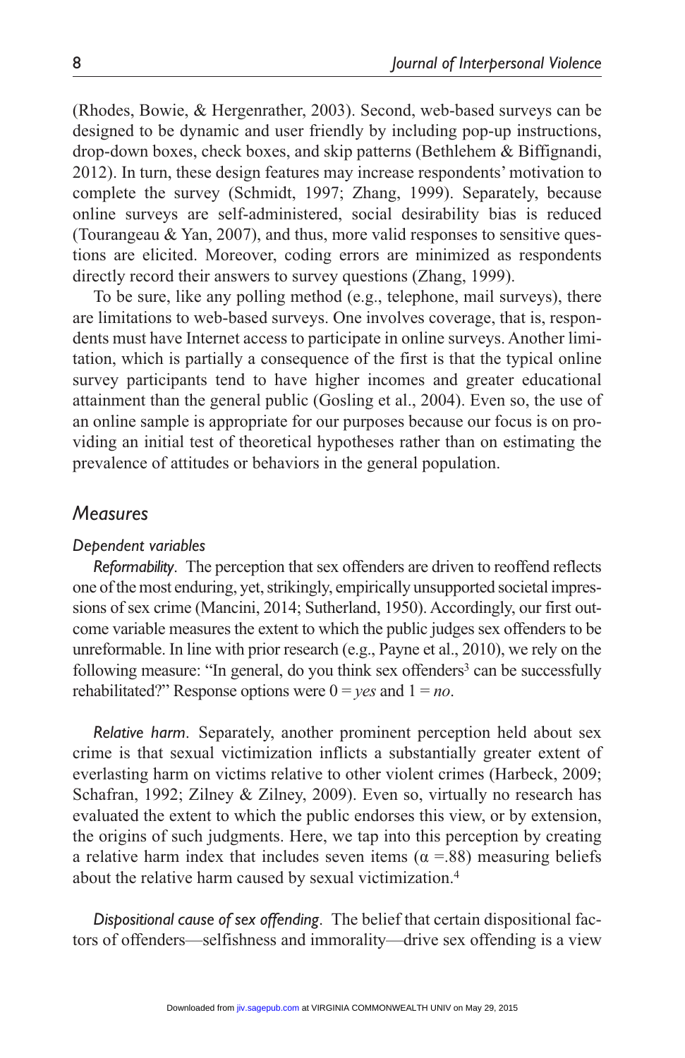(Rhodes, Bowie, & Hergenrather, 2003). Second, web-based surveys can be designed to be dynamic and user friendly by including pop-up instructions, drop-down boxes, check boxes, and skip patterns (Bethlehem & Biffignandi, 2012). In turn, these design features may increase respondents' motivation to complete the survey (Schmidt, 1997; Zhang, 1999). Separately, because online surveys are self-administered, social desirability bias is reduced (Tourangeau & Yan, 2007), and thus, more valid responses to sensitive questions are elicited. Moreover, coding errors are minimized as respondents directly record their answers to survey questions (Zhang, 1999).

To be sure, like any polling method (e.g., telephone, mail surveys), there are limitations to web-based surveys. One involves coverage, that is, respondents must have Internet access to participate in online surveys. Another limitation, which is partially a consequence of the first is that the typical online survey participants tend to have higher incomes and greater educational attainment than the general public (Gosling et al., 2004). Even so, the use of an online sample is appropriate for our purposes because our focus is on providing an initial test of theoretical hypotheses rather than on estimating the prevalence of attitudes or behaviors in the general population.

## Measures

### Dependent variables

*Reformability*. The perception that sex offenders are driven to reoffend reflects one of the most enduring, yet, strikingly, empirically unsupported societal impressions of sex crime (Mancini, 2014; Sutherland, 1950). Accordingly, our first outcome variable measures the extent to which the public judges sex offenders to be unreformable. In line with prior research (e.g., Payne et al., 2010), we rely on the following measure: "In general, do you think sex offenders[3] can be successfully rehabilitated?" Response options were 0 = *yes* and 1 = *no*.

*Relative harm*. Separately, another prominent perception held about sex crime is that sexual victimization inflicts a substantially greater extent of everlasting harm on victims relative to other violent crimes (Harbeck, 2009; Schafran, 1992; Zilney & Zilney, 2009). Even so, virtually no research has evaluated the extent to which the public endorses this view, or by extension, the origins of such judgments. Here, we tap into this perception by creating a relative harm index that includes seven items ($\alpha$ =.88) measuring beliefs about the relative harm caused by sexual victimization.[4]

*Dispositional cause of sex offending*. The belief that certain dispositional factors of offenders—selfishness and immorality—drive sex offending is a view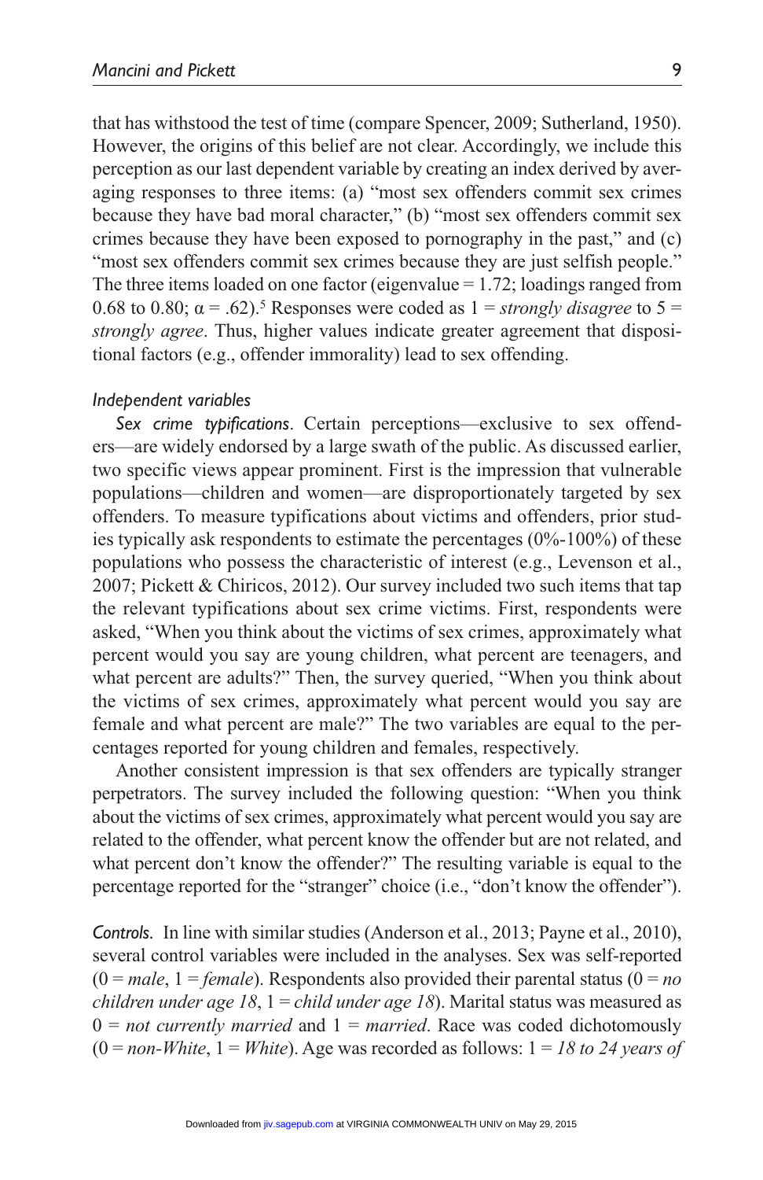that has withstood the test of time (compare Spencer, 2009; Sutherland, 1950). However, the origins of this belief are not clear. Accordingly, we include this perception as our last dependent variable by creating an index derived by averaging responses to three items: (a) "most sex offenders commit sex crimes because they have bad moral character," (b) "most sex offenders commit sex crimes because they have been exposed to pornography in the past," and (c) "most sex offenders commit sex crimes because they are just selfish people." The three items loaded on one factor (eigenvalue = 1.72; loadings ranged from 0.68 to 0.80; $\alpha = .62$).[5] Responses were coded as 1 = *strongly disagree* to 5 = *strongly agree*. Thus, higher values indicate greater agreement that dispositional factors (e.g., offender immorality) lead to sex offending.

### *Independent variables*

*Sex crime typifications*. Certain perceptions—exclusive to sex offenders—are widely endorsed by a large swath of the public. As discussed earlier, two specific views appear prominent. First is the impression that vulnerable populations—children and women—are disproportionately targeted by sex offenders. To measure typifications about victims and offenders, prior studies typically ask respondents to estimate the percentages (0%-100%) of these populations who possess the characteristic of interest (e.g., Levenson et al., 2007; Pickett & Chiricos, 2012). Our survey included two such items that tap the relevant typifications about sex crime victims. First, respondents were asked, "When you think about the victims of sex crimes, approximately what percent would you say are young children, what percent are teenagers, and what percent are adults?" Then, the survey queried, "When you think about the victims of sex crimes, approximately what percent would you say are female and what percent are male?" The two variables are equal to the percentages reported for young children and females, respectively.

Another consistent impression is that sex offenders are typically stranger perpetrators. The survey included the following question: "When you think about the victims of sex crimes, approximately what percent would you say are related to the offender, what percent know the offender but are not related, and what percent don't know the offender?" The resulting variable is equal to the percentage reported for the "stranger" choice (i.e., "don't know the offender").

*Controls*. In line with similar studies (Anderson et al., 2013; Payne et al., 2010), several control variables were included in the analyses. Sex was self-reported (0 = *male*, 1 = *female*). Respondents also provided their parental status (0 = *no children under age 18*, 1 = *child under age 18*). Marital status was measured as 0 = *not currently married* and 1 = *married*. Race was coded dichotomously (0 = *non-White*, 1 = *White*). Age was recorded as follows: 1 = *18 to 24 years of*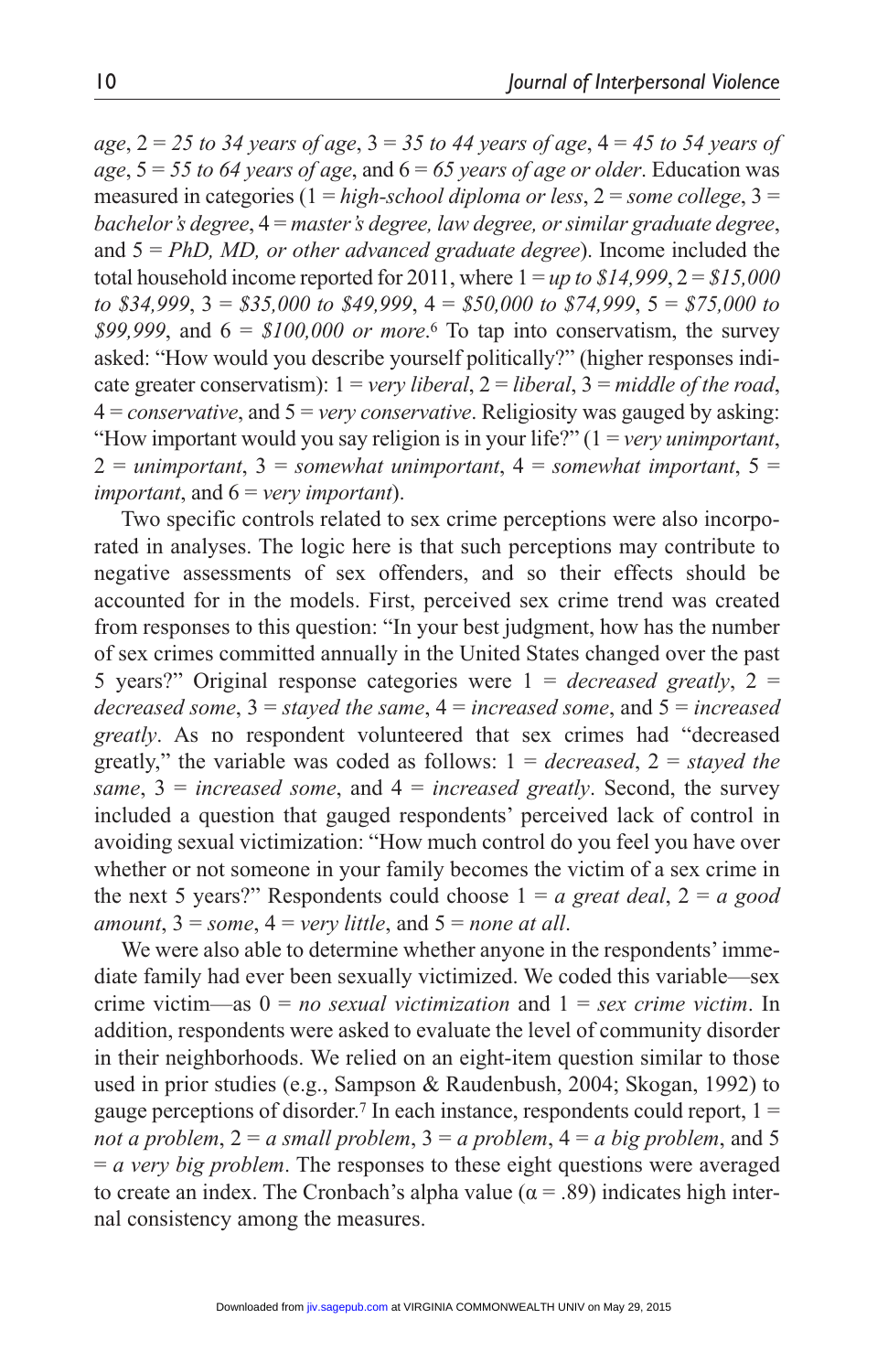*age*, 2 = *25 to 34 years of age*, 3 = *35 to 44 years of age*, 4 = *45 to 54 years of age*, 5 = *55 to 64 years of age*, and 6 = *65 years of age or older*. Education was measured in categories (1 = *high-school diploma or less*, 2 = *some college*, 3 = *bachelor's degree*, 4 = *master's degree, law degree, or similar graduate degree*, and 5 = *PhD, MD, or other advanced graduate degree*). Income included the total household income reported for 2011, where 1 = *up to $14,999*, 2 = *$15,000 to $34,999*, 3 = *$35,000 to $49,999*, 4 = *$50,000 to $74,999*, 5 = *$75,000 to $99,999*, and 6 = *$100,000 or more*.[6] To tap into conservatism, the survey asked: "How would you describe yourself politically?" (higher responses indicate greater conservatism): 1 = *very liberal*, 2 = *liberal*, 3 = *middle of the road*, 4 = *conservative*, and 5 = *very conservative*. Religiosity was gauged by asking: "How important would you say religion is in your life?" (1 = *very unimportant*, 2 = *unimportant*, 3 = *somewhat unimportant*, 4 = *somewhat important*, 5 = *important*, and 6 = *very important*).

Two specific controls related to sex crime perceptions were also incorporated in analyses. The logic here is that such perceptions may contribute to negative assessments of sex offenders, and so their effects should be accounted for in the models. First, perceived sex crime trend was created from responses to this question: "In your best judgment, how has the number of sex crimes committed annually in the United States changed over the past 5 years?" Original response categories were 1 = *decreased greatly*, 2 = *decreased some*, 3 = *stayed the same*, 4 = *increased some*, and 5 = *increased greatly*. As no respondent volunteered that sex crimes had "decreased greatly," the variable was coded as follows: 1 = *decreased*, 2 = *stayed the same*, 3 = *increased some*, and 4 = *increased greatly*. Second, the survey included a question that gauged respondents' perceived lack of control in avoiding sexual victimization: "How much control do you feel you have over whether or not someone in your family becomes the victim of a sex crime in the next 5 years?" Respondents could choose 1 = *a great deal*, 2 = *a good amount*, 3 = *some*, 4 = *very little*, and 5 = *none at all*.

We were also able to determine whether anyone in the respondents' immediate family had ever been sexually victimized. We coded this variable—sex crime victim—as 0 = *no sexual victimization* and 1 = *sex crime victim*. In addition, respondents were asked to evaluate the level of community disorder in their neighborhoods. We relied on an eight-item question similar to those used in prior studies (e.g., Sampson & Raudenbush, 2004; Skogan, 1992) to gauge perceptions of disorder.[7] In each instance, respondents could report, 1 = *not a problem*, 2 = *a small problem*, 3 = *a problem*, 4 = *a big problem*, and 5 = *a very big problem*. The responses to these eight questions were averaged to create an index. The Cronbach's alpha value ($\alpha = .89$) indicates high internal consistency among the measures.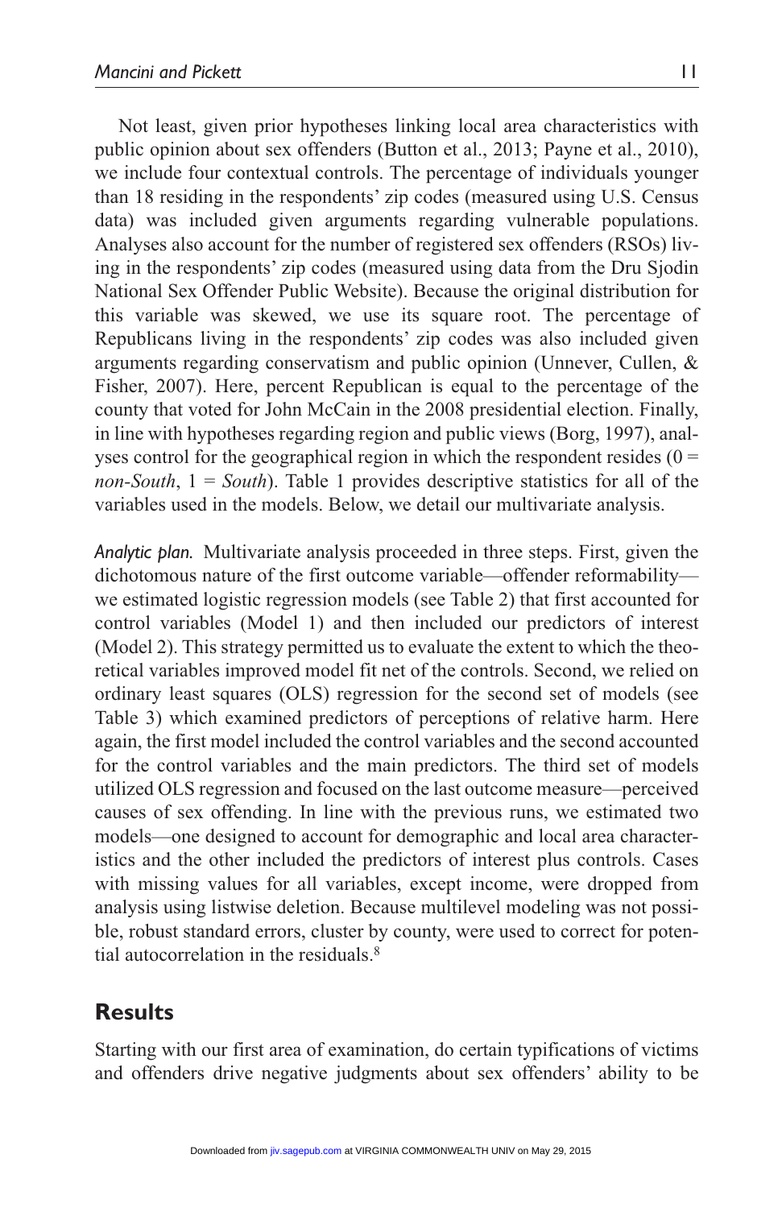Not least, given prior hypotheses linking local area characteristics with public opinion about sex offenders (Button et al., 2013; Payne et al., 2010), we include four contextual controls. The percentage of individuals younger than 18 residing in the respondents' zip codes (measured using U.S. Census data) was included given arguments regarding vulnerable populations. Analyses also account for the number of registered sex offenders (RSOs) living in the respondents' zip codes (measured using data from the Dru Sjodin National Sex Offender Public Website). Because the original distribution for this variable was skewed, we use its square root. The percentage of Republicans living in the respondents' zip codes was also included given arguments regarding conservatism and public opinion (Unnever, Cullen, & Fisher, 2007). Here, percent Republican is equal to the percentage of the county that voted for John McCain in the 2008 presidential election. Finally, in line with hypotheses regarding region and public views (Borg, 1997), analyses control for the geographical region in which the respondent resides (0 = *non-South*, 1 = *South*). Table 1 provides descriptive statistics for all of the variables used in the models. Below, we detail our multivariate analysis.

*Analytic plan.* Multivariate analysis proceeded in three steps. First, given the dichotomous nature of the first outcome variable—offender reformability—we estimated logistic regression models (see Table 2) that first accounted for control variables (Model 1) and then included our predictors of interest (Model 2). This strategy permitted us to evaluate the extent to which the theoretical variables improved model fit net of the controls. Second, we relied on ordinary least squares (OLS) regression for the second set of models (see Table 3) which examined predictors of perceptions of relative harm. Here again, the first model included the control variables and the second accounted for the control variables and the main predictors. The third set of models utilized OLS regression and focused on the last outcome measure—perceived causes of sex offending. In line with the previous runs, we estimated two models—one designed to account for demographic and local area characteristics and the other included the predictors of interest plus controls. Cases with missing values for all variables, except income, were dropped from analysis using listwise deletion. Because multilevel modeling was not possible, robust standard errors, cluster by county, were used to correct for potential autocorrelation in the residuals.[8]

## Results

Starting with our first area of examination, do certain typifications of victims and offenders drive negative judgments about sex offenders' ability to be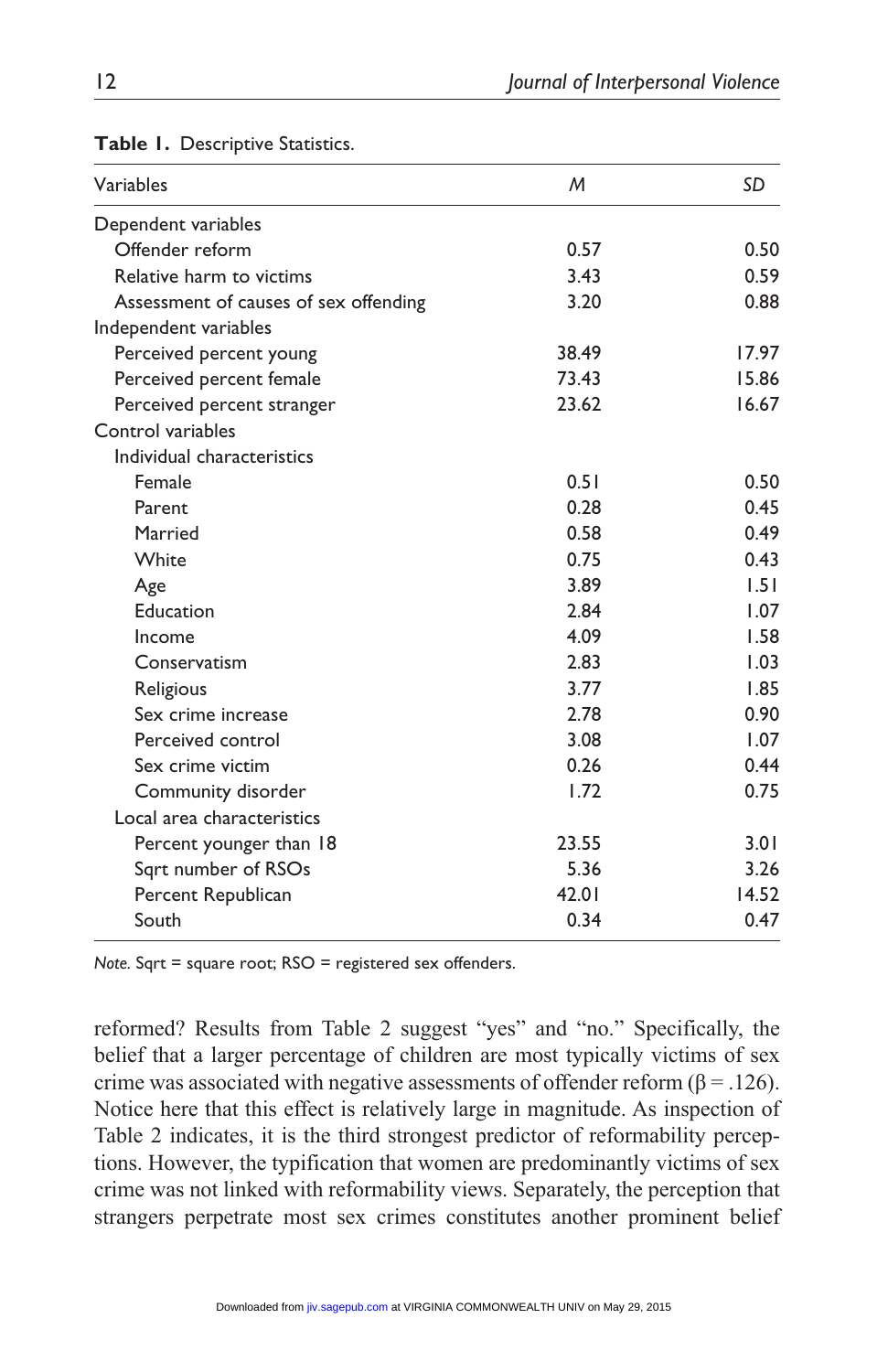**Table 1.** Descriptive Statistics.

| Variables | M | SD |
|---|---|---|
| Dependent variables | | |
| Offender reform | 0.57 | 0.50 |
| Relative harm to victims | 3.43 | 0.59 |
| Assessment of causes of sex offending | 3.20 | 0.88 |
| Independent variables | | |
| Perceived percent young | 38.49 | 17.97 |
| Perceived percent female | 73.43 | 15.86 |
| Perceived percent stranger | 23.62 | 16.67 |
| Control variables | | |
| Individual characteristics | | |
| Female | 0.51 | 0.50 |
| Parent | 0.28 | 0.45 |
| Married | 0.58 | 0.49 |
| White | 0.75 | 0.43 |
| Age | 3.89 | 1.51 |
| Education | 2.84 | 1.07 |
| Income | 4.09 | 1.58 |
| Conservatism | 2.83 | 1.03 |
| Religious | 3.77 | 1.85 |
| Sex crime increase | 2.78 | 0.90 |
| Perceived control | 3.08 | 1.07 |
| Sex crime victim | 0.26 | 0.44 |
| Community disorder | 1.72 | 0.75 |
| Local area characteristics | | |
| Percent younger than 18 | 23.55 | 3.01 |
| Sqrt number of RSOs | 5.36 | 3.26 |
| Percent Republican | 42.01 | 14.52 |
| South | 0.34 | 0.47 |

*Note.* Sqrt = square root; RSO = registered sex offenders.

reformed? Results from Table 2 suggest "yes" and "no." Specifically, the belief that a larger percentage of children are most typically victims of sex crime was associated with negative assessments of offender reform ($\beta = .126$). Notice here that this effect is relatively large in magnitude. As inspection of Table 2 indicates, it is the third strongest predictor of reformability perceptions. However, the typification that women are predominantly victims of sex crime was not linked with reformability views. Separately, the perception that strangers perpetrate most sex crimes constitutes another prominent belief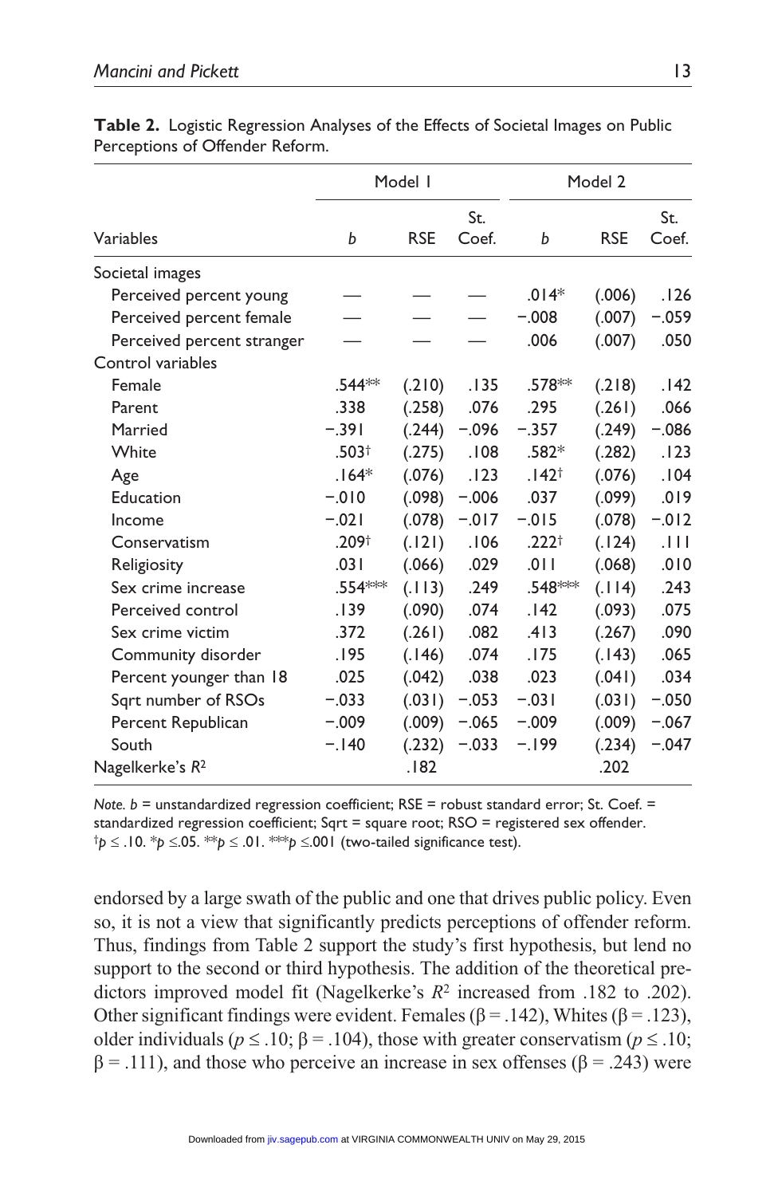**Table 2.** Logistic Regression Analyses of the Effects of Societal Images on Public Perceptions of Offender Reform.

| | Model 1 | | | Model 2 | | |
|---|---|---|---|---|---|---|
| Variables | *b* | RSE | St. Coef. | *b* | RSE | St. Coef. |
| Societal images | | | | | | |
| Perceived percent young | — | — | — | .014* | (.006) | .126 |
| Perceived percent female | — | — | — | −.008 | (.007) | −.059 |
| Perceived percent stranger | — | — | — | .006 | (.007) | .050 |
| Control variables | | | | | | |
| Female | .544** | (.210) | .135 | .578** | (.218) | .142 |
| Parent | .338 | (.258) | .076 | .295 | (.261) | .066 |
| Married | −.391 | (.244) | −.096 | −.357 | (.249) | −.086 |
| White | .503† | (.275) | .108 | .582* | (.282) | .123 |
| Age | .164* | (.076) | .123 | .142† | (.076) | .104 |
| Education | −.010 | (.098) | −.006 | .037 | (.099) | .019 |
| Income | −.021 | (.078) | −.017 | −.015 | (.078) | −.012 |
| Conservatism | .209† | (.121) | .106 | .222† | (.124) | .111 |
| Religiosity | .031 | (.066) | .029 | .011 | (.068) | .010 |
| Sex crime increase | .554*** | (.113) | .249 | .548*** | (.114) | .243 |
| Perceived control | .139 | (.090) | .074 | .142 | (.093) | .075 |
| Sex crime victim | .372 | (.261) | .082 | .413 | (.267) | .090 |
| Community disorder | .195 | (.146) | .074 | .175 | (.143) | .065 |
| Percent younger than 18 | .025 | (.042) | .038 | .023 | (.041) | .034 |
| Sqrt number of RSOs | −.033 | (.031) | −.053 | −.031 | (.031) | −.050 |
| Percent Republican | −.009 | (.009) | −.065 | −.009 | (.009) | −.067 |
| South | −.140 | (.232) | −.033 | −.199 | (.234) | −.047 |
| Nagelkerke's $R^2$ | | .182 | | | .202 | |

*Note. b* = unstandardized regression coefficient; RSE = robust standard error; St. Coef. = standardized regression coefficient; Sqrt = square root; RSO = registered sex offender. †$p \leq .10$. *$p \leq .05$. **$p \leq .01$. ***$p \leq .001$ (two-tailed significance test).

endorsed by a large swath of the public and one that drives public policy. Even so, it is not a view that significantly predicts perceptions of offender reform. Thus, findings from Table 2 support the study's first hypothesis, but lend no support to the second or third hypothesis. The addition of the theoretical predictors improved model fit (Nagelkerke's $R^2$ increased from .182 to .202). Other significant findings were evident. Females ($\beta = .142$), Whites ($\beta = .123$), older individuals ($p \leq .10$; $\beta = .104$), those with greater conservatism ($p \leq .10$; $\beta = .111$), and those who perceive an increase in sex offenses ($\beta = .243$) were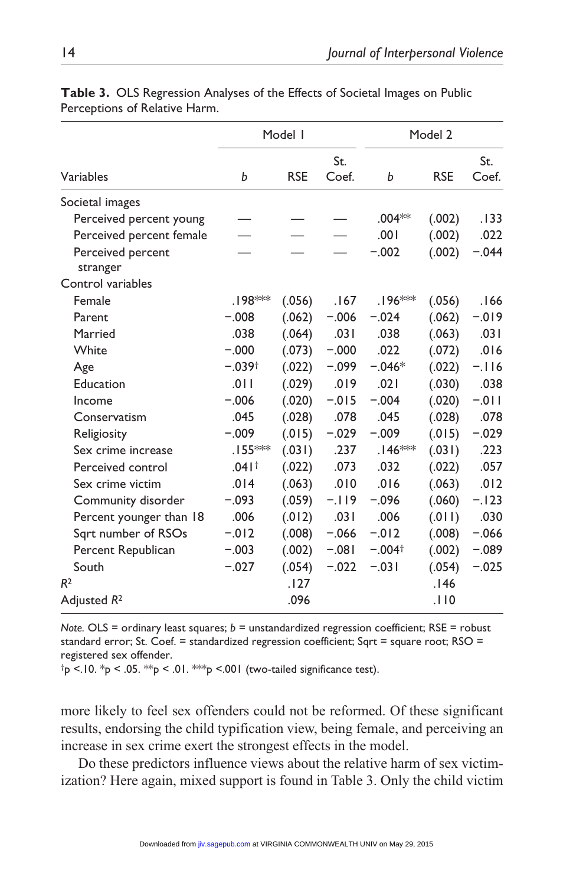**Table 3.** OLS Regression Analyses of the Effects of Societal Images on Public Perceptions of Relative Harm.

| | Model 1 | | | Model 2 | | |
|---|---|---|---|---|---|---|
| Variables | *b* | RSE | St. Coef. | *b* | RSE | St. Coef. |
| Societal images | | | | | | |
| Perceived percent young | — | — | — | .004** | (.002) | .133 |
| Perceived percent female | — | — | — | .001 | (.002) | .022 |
| Perceived percent stranger | — | — | — | −.002 | (.002) | −.044 |
| Control variables | | | | | | |
| Female | .198*** | (.056) | .167 | .196*** | (.056) | .166 |
| Parent | −.008 | (.062) | −.006 | −.024 | (.062) | −.019 |
| Married | .038 | (.064) | .031 | .038 | (.063) | .031 |
| White | −.000 | (.073) | −.000 | .022 | (.072) | .016 |
| Age | −.039† | (.022) | −.099 | −.046* | (.022) | −.116 |
| Education | .011 | (.029) | .019 | .021 | (.030) | .038 |
| Income | −.006 | (.020) | −.015 | −.004 | (.020) | −.011 |
| Conservatism | .045 | (.028) | .078 | .045 | (.028) | .078 |
| Religiosity | −.009 | (.015) | −.029 | −.009 | (.015) | −.029 |
| Sex crime increase | .155*** | (.031) | .237 | .146*** | (.031) | .223 |
| Perceived control | .041† | (.022) | .073 | .032 | (.022) | .057 |
| Sex crime victim | .014 | (.063) | .010 | .016 | (.063) | .012 |
| Community disorder | −.093 | (.059) | −.119 | −.096 | (.060) | −.123 |
| Percent younger than 18 | .006 | (.012) | .031 | .006 | (.011) | .030 |
| Sqrt number of RSOs | −.012 | (.008) | −.066 | −.012 | (.008) | −.066 |
| Percent Republican | −.003 | (.002) | −.081 | −.004† | (.002) | −.089 |
| South | −.027 | (.054) | −.022 | −.031 | (.054) | −.025 |
| $R^2$ | | .127 | | | .146 | |
| Adjusted $R^2$ | | .096 | | | .110 | |

*Note.* OLS = ordinary least squares; *b* = unstandardized regression coefficient; RSE = robust standard error; St. Coef. = standardized regression coefficient; Sqrt = square root; RSO = registered sex offender.
†p <.10. *p < .05. **p < .01. ***p <.001 (two-tailed significance test).

more likely to feel sex offenders could not be reformed. Of these significant results, endorsing the child typification view, being female, and perceiving an increase in sex crime exert the strongest effects in the model.

Do these predictors influence views about the relative harm of sex victimization? Here again, mixed support is found in Table 3. Only the child victim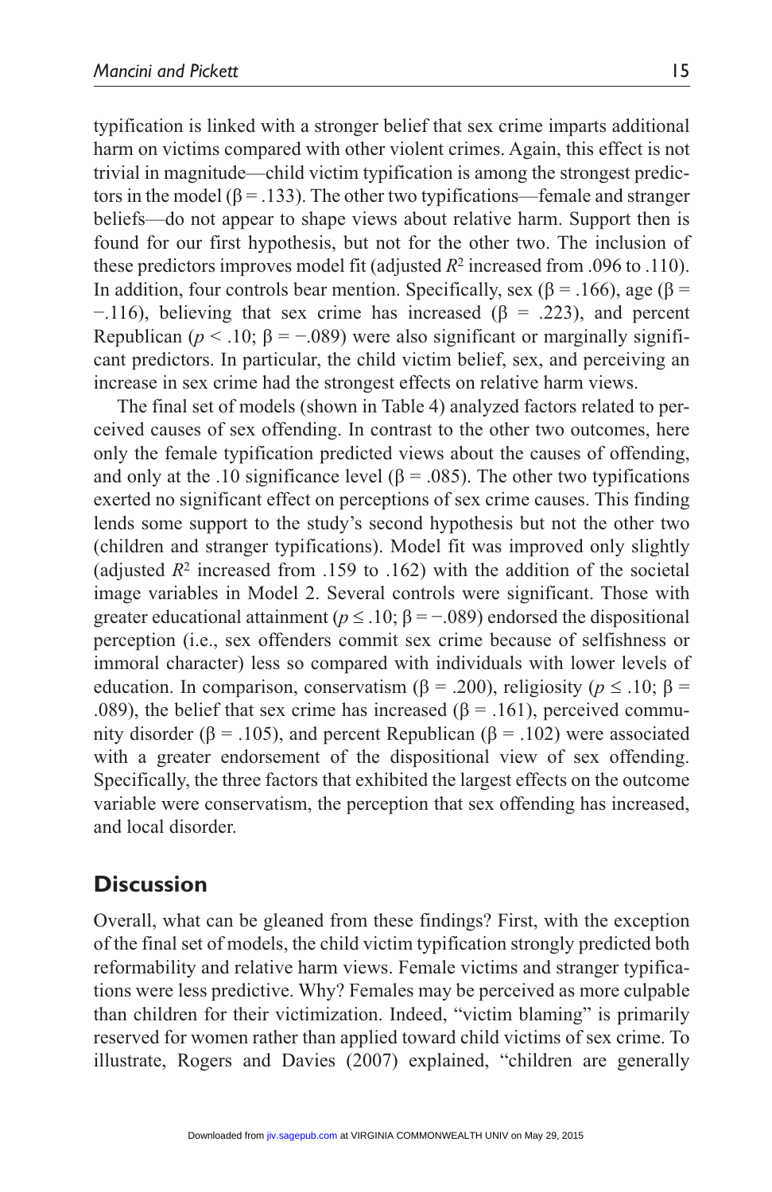typification is linked with a stronger belief that sex crime imparts additional harm on victims compared with other violent crimes. Again, this effect is not trivial in magnitude—child victim typification is among the strongest predictors in the model (β = .133). The other two typifications—female and stranger beliefs—do not appear to shape views about relative harm. Support then is found for our first hypothesis, but not for the other two. The inclusion of these predictors improves model fit (adjusted $R^2$ increased from .096 to .110). In addition, four controls bear mention. Specifically, sex (β = .166), age (β = −.116), believing that sex crime has increased (β = .223), and percent Republican ($p < .10$; β = −.089) were also significant or marginally significant predictors. In particular, the child victim belief, sex, and perceiving an increase in sex crime had the strongest effects on relative harm views.

The final set of models (shown in Table 4) analyzed factors related to perceived causes of sex offending. In contrast to the other two outcomes, here only the female typification predicted views about the causes of offending, and only at the .10 significance level (β = .085). The other two typifications exerted no significant effect on perceptions of sex crime causes. This finding lends some support to the study's second hypothesis but not the other two (children and stranger typifications). Model fit was improved only slightly (adjusted $R^2$ increased from .159 to .162) with the addition of the societal image variables in Model 2. Several controls were significant. Those with greater educational attainment ($p \leq .10$; β = −.089) endorsed the dispositional perception (i.e., sex offenders commit sex crime because of selfishness or immoral character) less so compared with individuals with lower levels of education. In comparison, conservatism (β = .200), religiosity ($p \leq .10$; β = .089), the belief that sex crime has increased (β = .161), perceived community disorder (β = .105), and percent Republican (β = .102) were associated with a greater endorsement of the dispositional view of sex offending. Specifically, the three factors that exhibited the largest effects on the outcome variable were conservatism, the perception that sex offending has increased, and local disorder.

## Discussion

Overall, what can be gleaned from these findings? First, with the exception of the final set of models, the child victim typification strongly predicted both reformability and relative harm views. Female victims and stranger typifications were less predictive. Why? Females may be perceived as more culpable than children for their victimization. Indeed, "victim blaming" is primarily reserved for women rather than applied toward child victims of sex crime. To illustrate, Rogers and Davies (2007) explained, "children are generally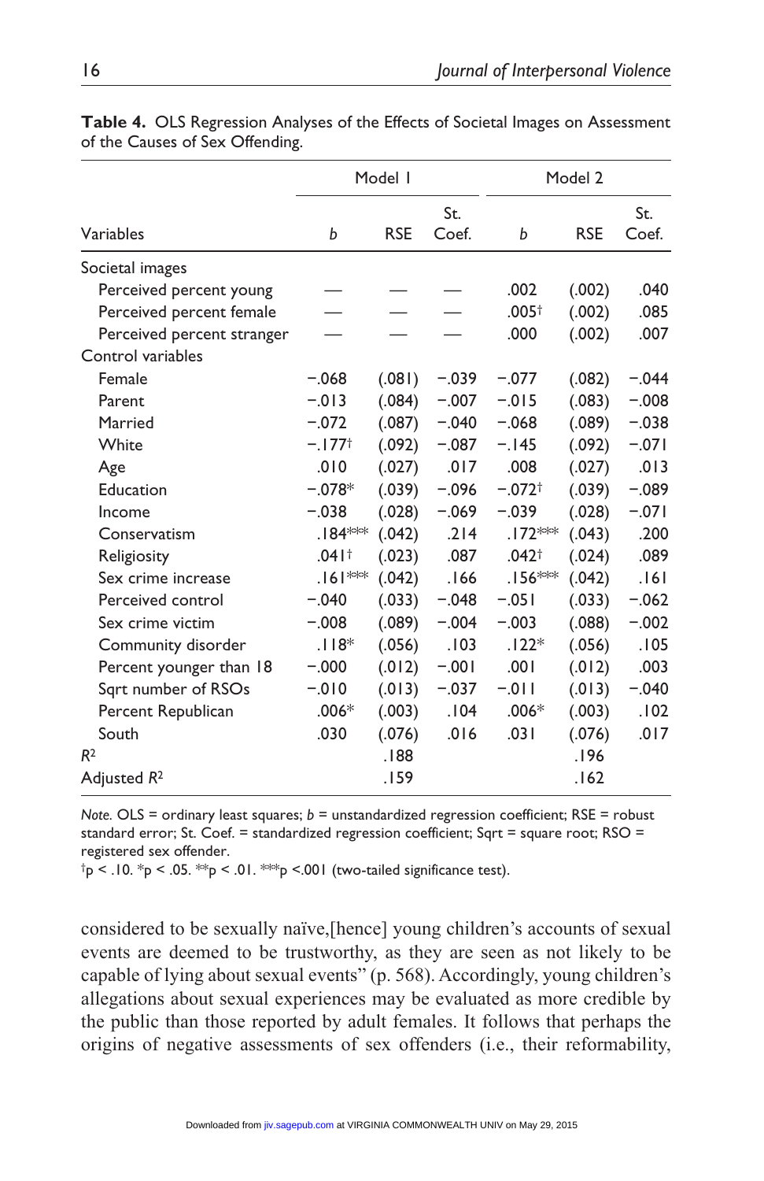**Table 4.** OLS Regression Analyses of the Effects of Societal Images on Assessment of the Causes of Sex Offending.

| | Model 1 | | | Model 2 | | |
|---|---|---|---|---|---|---|
| Variables | *b* | RSE | St. Coef. | *b* | RSE | St. Coef. |
| Societal images | | | | | | |
| Perceived percent young | — | — | — | .002 | (.002) | .040 |
| Perceived percent female | — | — | — | .005† | (.002) | .085 |
| Perceived percent stranger | — | — | — | .000 | (.002) | .007 |
| Control variables | | | | | | |
| Female | −.068 | (.081) | −.039 | −.077 | (.082) | −.044 |
| Parent | −.013 | (.084) | −.007 | −.015 | (.083) | −.008 |
| Married | −.072 | (.087) | −.040 | −.068 | (.089) | −.038 |
| White | −.177† | (.092) | −.087 | −.145 | (.092) | −.071 |
| Age | .010 | (.027) | .017 | .008 | (.027) | .013 |
| Education | −.078* | (.039) | −.096 | −.072† | (.039) | −.089 |
| Income | −.038 | (.028) | −.069 | −.039 | (.028) | −.071 |
| Conservatism | .184*** | (.042) | .214 | .172*** | (.043) | .200 |
| Religiosity | .041† | (.023) | .087 | .042† | (.024) | .089 |
| Sex crime increase | .161*** | (.042) | .166 | .156*** | (.042) | .161 |
| Perceived control | −.040 | (.033) | −.048 | −.051 | (.033) | −.062 |
| Sex crime victim | −.008 | (.089) | −.004 | −.003 | (.088) | −.002 |
| Community disorder | .118* | (.056) | .103 | .122* | (.056) | .105 |
| Percent younger than 18 | −.000 | (.012) | −.001 | .001 | (.012) | .003 |
| Sqrt number of RSOs | −.010 | (.013) | −.037 | −.011 | (.013) | −.040 |
| Percent Republican | .006* | (.003) | .104 | .006* | (.003) | .102 |
| South | .030 | (.076) | .016 | .031 | (.076) | .017 |
| $R^2$ | | .188 | | | .196 | |
| Adjusted $R^2$ | | .159 | | | .162 | |

*Note.* OLS = ordinary least squares; *b* = unstandardized regression coefficient; RSE = robust standard error; St. Coef. = standardized regression coefficient; Sqrt = square root; RSO = registered sex offender.
†$p < .10$. *$p < .05$. **$p < .01$. ***$p < .001$ (two-tailed significance test).

considered to be sexually naïve,[hence] young children's accounts of sexual events are deemed to be trustworthy, as they are seen as not likely to be capable of lying about sexual events" (p. 568). Accordingly, young children's allegations about sexual experiences may be evaluated as more credible by the public than those reported by adult females. It follows that perhaps the origins of negative assessments of sex offenders (i.e., their reformability,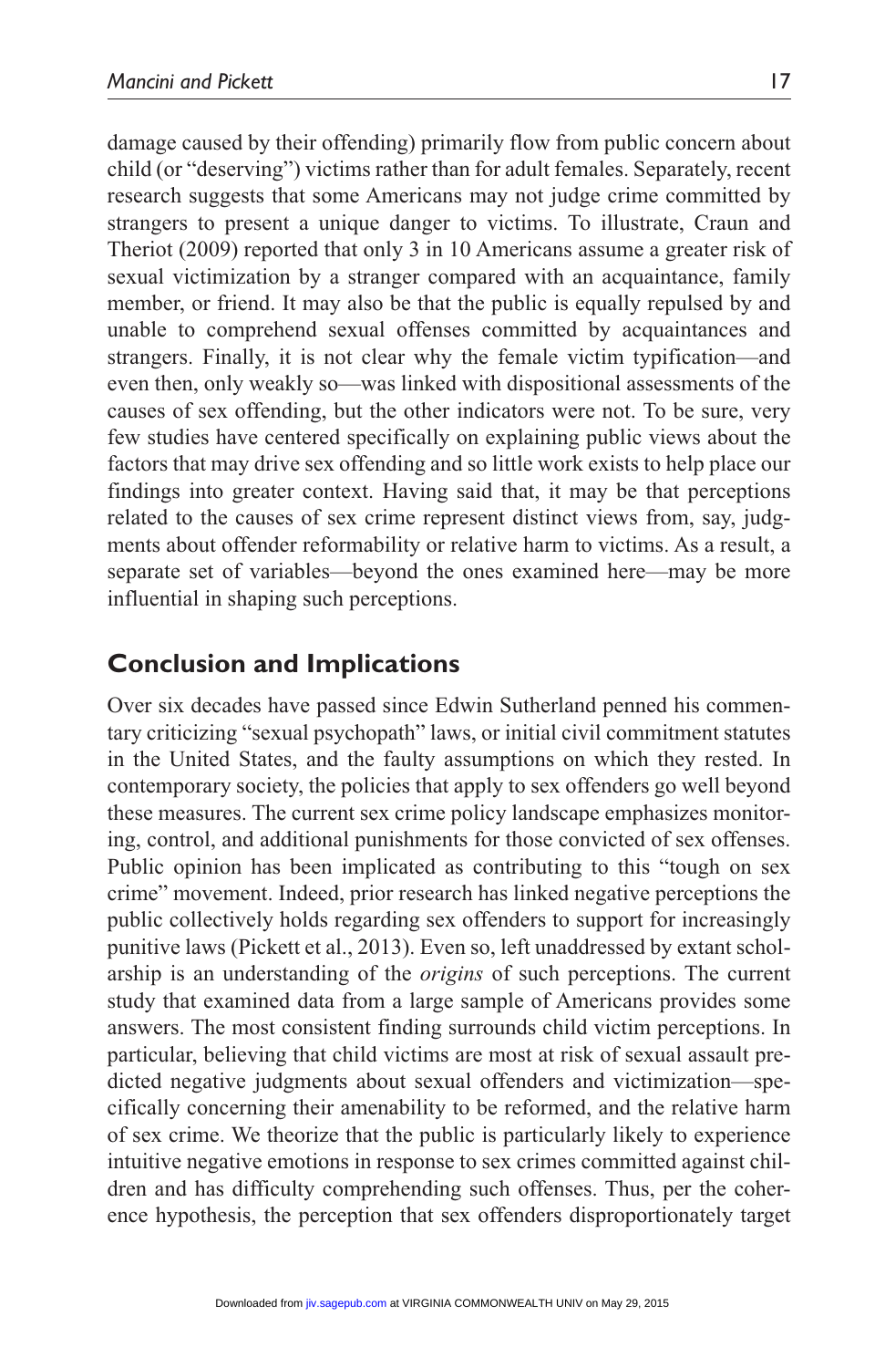damage caused by their offending) primarily flow from public concern about child (or "deserving") victims rather than for adult females. Separately, recent research suggests that some Americans may not judge crime committed by strangers to present a unique danger to victims. To illustrate, Craun and Theriot (2009) reported that only 3 in 10 Americans assume a greater risk of sexual victimization by a stranger compared with an acquaintance, family member, or friend. It may also be that the public is equally repulsed by and unable to comprehend sexual offenses committed by acquaintances and strangers. Finally, it is not clear why the female victim typification—and even then, only weakly so—was linked with dispositional assessments of the causes of sex offending, but the other indicators were not. To be sure, very few studies have centered specifically on explaining public views about the factors that may drive sex offending and so little work exists to help place our findings into greater context. Having said that, it may be that perceptions related to the causes of sex crime represent distinct views from, say, judgments about offender reformability or relative harm to victims. As a result, a separate set of variables—beyond the ones examined here—may be more influential in shaping such perceptions.

## Conclusion and Implications

Over six decades have passed since Edwin Sutherland penned his commentary criticizing "sexual psychopath" laws, or initial civil commitment statutes in the United States, and the faulty assumptions on which they rested. In contemporary society, the policies that apply to sex offenders go well beyond these measures. The current sex crime policy landscape emphasizes monitoring, control, and additional punishments for those convicted of sex offenses. Public opinion has been implicated as contributing to this "tough on sex crime" movement. Indeed, prior research has linked negative perceptions the public collectively holds regarding sex offenders to support for increasingly punitive laws (Pickett et al., 2013). Even so, left unaddressed by extant scholarship is an understanding of the *origins* of such perceptions. The current study that examined data from a large sample of Americans provides some answers. The most consistent finding surrounds child victim perceptions. In particular, believing that child victims are most at risk of sexual assault predicted negative judgments about sexual offenders and victimization—specifically concerning their amenability to be reformed, and the relative harm of sex crime. We theorize that the public is particularly likely to experience intuitive negative emotions in response to sex crimes committed against children and has difficulty comprehending such offenses. Thus, per the coherence hypothesis, the perception that sex offenders disproportionately target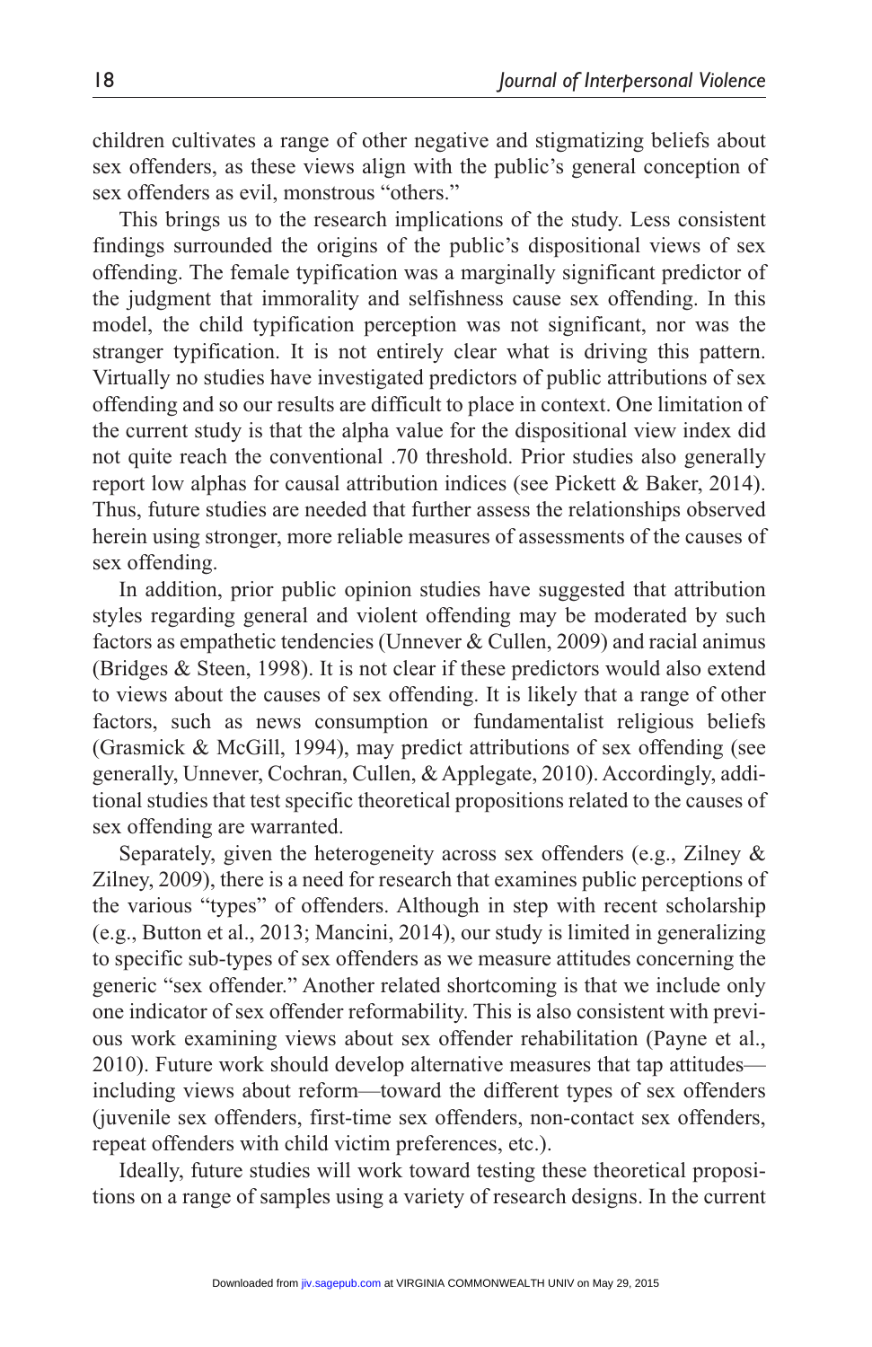children cultivates a range of other negative and stigmatizing beliefs about sex offenders, as these views align with the public's general conception of sex offenders as evil, monstrous "others."

This brings us to the research implications of the study. Less consistent findings surrounded the origins of the public's dispositional views of sex offending. The female typification was a marginally significant predictor of the judgment that immorality and selfishness cause sex offending. In this model, the child typification perception was not significant, nor was the stranger typification. It is not entirely clear what is driving this pattern. Virtually no studies have investigated predictors of public attributions of sex offending and so our results are difficult to place in context. One limitation of the current study is that the alpha value for the dispositional view index did not quite reach the conventional .70 threshold. Prior studies also generally report low alphas for causal attribution indices (see Pickett & Baker, 2014). Thus, future studies are needed that further assess the relationships observed herein using stronger, more reliable measures of assessments of the causes of sex offending.

In addition, prior public opinion studies have suggested that attribution styles regarding general and violent offending may be moderated by such factors as empathetic tendencies (Unnever & Cullen, 2009) and racial animus (Bridges & Steen, 1998). It is not clear if these predictors would also extend to views about the causes of sex offending. It is likely that a range of other factors, such as news consumption or fundamentalist religious beliefs (Grasmick & McGill, 1994), may predict attributions of sex offending (see generally, Unnever, Cochran, Cullen, & Applegate, 2010). Accordingly, additional studies that test specific theoretical propositions related to the causes of sex offending are warranted.

Separately, given the heterogeneity across sex offenders (e.g., Zilney & Zilney, 2009), there is a need for research that examines public perceptions of the various "types" of offenders. Although in step with recent scholarship (e.g., Button et al., 2013; Mancini, 2014), our study is limited in generalizing to specific sub-types of sex offenders as we measure attitudes concerning the generic "sex offender." Another related shortcoming is that we include only one indicator of sex offender reformability. This is also consistent with previous work examining views about sex offender rehabilitation (Payne et al., 2010). Future work should develop alternative measures that tap attitudes—including views about reform—toward the different types of sex offenders (juvenile sex offenders, first-time sex offenders, non-contact sex offenders, repeat offenders with child victim preferences, etc.).

Ideally, future studies will work toward testing these theoretical propositions on a range of samples using a variety of research designs. In the current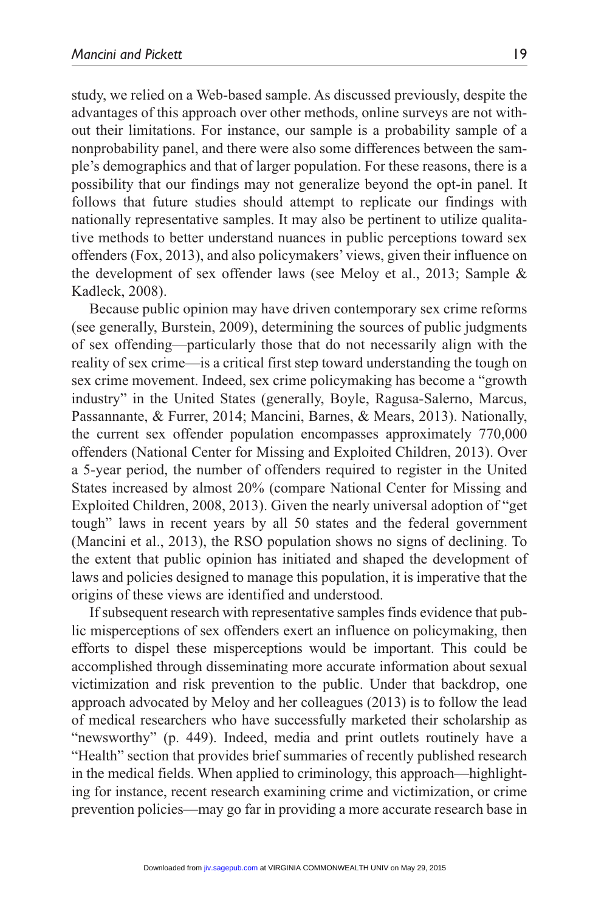study, we relied on a Web-based sample. As discussed previously, despite the advantages of this approach over other methods, online surveys are not without their limitations. For instance, our sample is a probability sample of a nonprobability panel, and there were also some differences between the sample's demographics and that of larger population. For these reasons, there is a possibility that our findings may not generalize beyond the opt-in panel. It follows that future studies should attempt to replicate our findings with nationally representative samples. It may also be pertinent to utilize qualitative methods to better understand nuances in public perceptions toward sex offenders (Fox, 2013), and also policymakers' views, given their influence on the development of sex offender laws (see Meloy et al., 2013; Sample & Kadleck, 2008).

Because public opinion may have driven contemporary sex crime reforms (see generally, Burstein, 2009), determining the sources of public judgments of sex offending—particularly those that do not necessarily align with the reality of sex crime—is a critical first step toward understanding the tough on sex crime movement. Indeed, sex crime policymaking has become a "growth industry" in the United States (generally, Boyle, Ragusa-Salerno, Marcus, Passannante, & Furrer, 2014; Mancini, Barnes, & Mears, 2013). Nationally, the current sex offender population encompasses approximately 770,000 offenders (National Center for Missing and Exploited Children, 2013). Over a 5-year period, the number of offenders required to register in the United States increased by almost 20% (compare National Center for Missing and Exploited Children, 2008, 2013). Given the nearly universal adoption of "get tough" laws in recent years by all 50 states and the federal government (Mancini et al., 2013), the RSO population shows no signs of declining. To the extent that public opinion has initiated and shaped the development of laws and policies designed to manage this population, it is imperative that the origins of these views are identified and understood.

If subsequent research with representative samples finds evidence that public misperceptions of sex offenders exert an influence on policymaking, then efforts to dispel these misperceptions would be important. This could be accomplished through disseminating more accurate information about sexual victimization and risk prevention to the public. Under that backdrop, one approach advocated by Meloy and her colleagues (2013) is to follow the lead of medical researchers who have successfully marketed their scholarship as "newsworthy" (p. 449). Indeed, media and print outlets routinely have a "Health" section that provides brief summaries of recently published research in the medical fields. When applied to criminology, this approach—highlighting for instance, recent research examining crime and victimization, or crime prevention policies—may go far in providing a more accurate research base in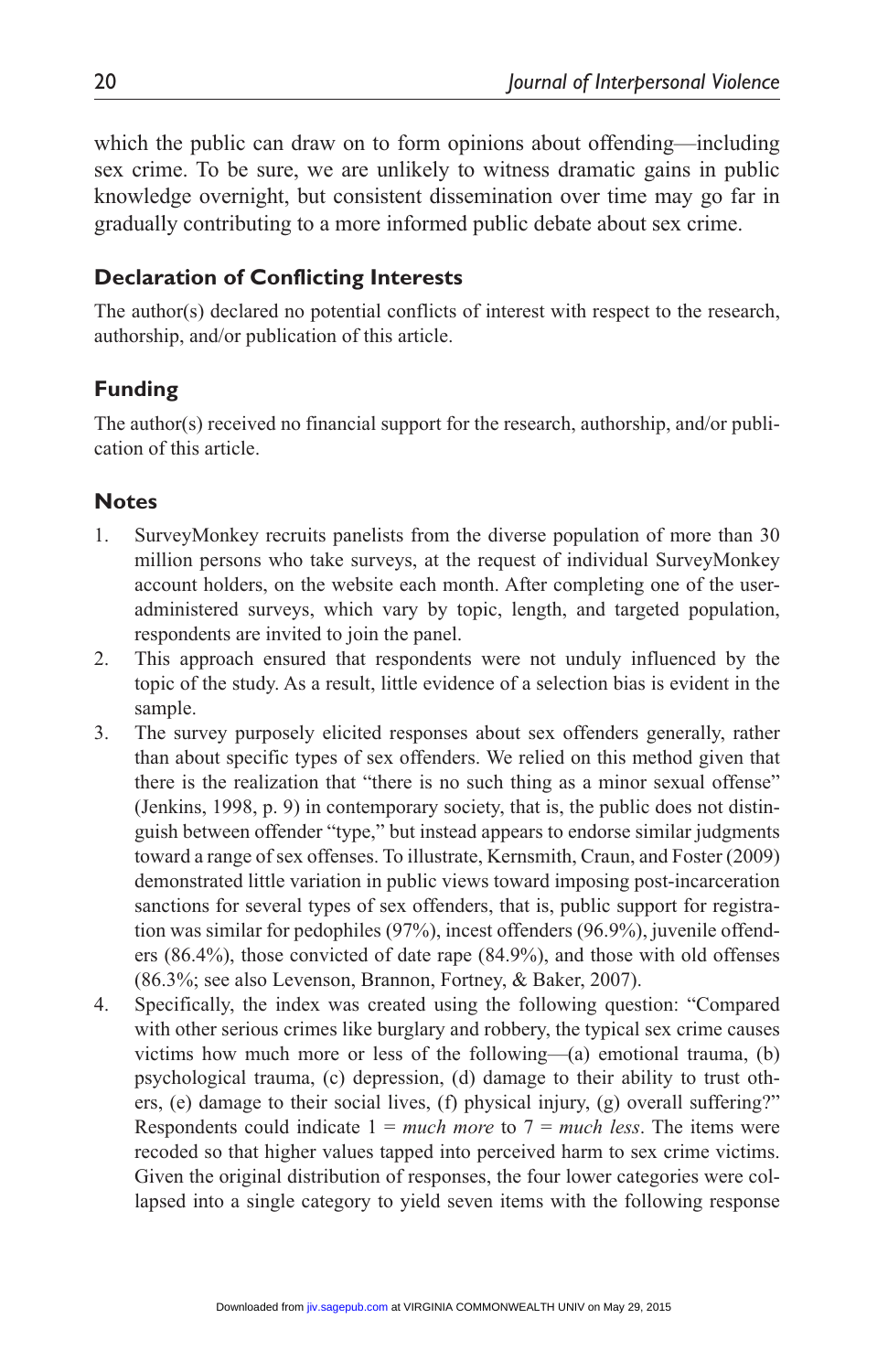which the public can draw on to form opinions about offending—including sex crime. To be sure, we are unlikely to witness dramatic gains in public knowledge overnight, but consistent dissemination over time may go far in gradually contributing to a more informed public debate about sex crime.

## Declaration of Conflicting Interests

The author(s) declared no potential conflicts of interest with respect to the research, authorship, and/or publication of this article.

## Funding

The author(s) received no financial support for the research, authorship, and/or publication of this article.

## Notes

1. SurveyMonkey recruits panelists from the diverse population of more than 30 million persons who take surveys, at the request of individual SurveyMonkey account holders, on the website each month. After completing one of the user-administered surveys, which vary by topic, length, and targeted population, respondents are invited to join the panel.
2. This approach ensured that respondents were not unduly influenced by the topic of the study. As a result, little evidence of a selection bias is evident in the sample.
3. The survey purposely elicited responses about sex offenders generally, rather than about specific types of sex offenders. We relied on this method given that there is the realization that "there is no such thing as a minor sexual offense" (Jenkins, 1998, p. 9) in contemporary society, that is, the public does not distinguish between offender "type," but instead appears to endorse similar judgments toward a range of sex offenses. To illustrate, Kernsmith, Craun, and Foster (2009) demonstrated little variation in public views toward imposing post-incarceration sanctions for several types of sex offenders, that is, public support for registration was similar for pedophiles (97%), incest offenders (96.9%), juvenile offenders (86.4%), those convicted of date rape (84.9%), and those with old offenses (86.3%; see also Levenson, Brannon, Fortney, & Baker, 2007).
4. Specifically, the index was created using the following question: "Compared with other serious crimes like burglary and robbery, the typical sex crime causes victims how much more or less of the following—(a) emotional trauma, (b) psychological trauma, (c) depression, (d) damage to their ability to trust others, (e) damage to their social lives, (f) physical injury, (g) overall suffering?" Respondents could indicate 1 = *much more* to 7 = *much less*. The items were recoded so that higher values tapped into perceived harm to sex crime victims. Given the original distribution of responses, the four lower categories were collapsed into a single category to yield seven items with the following response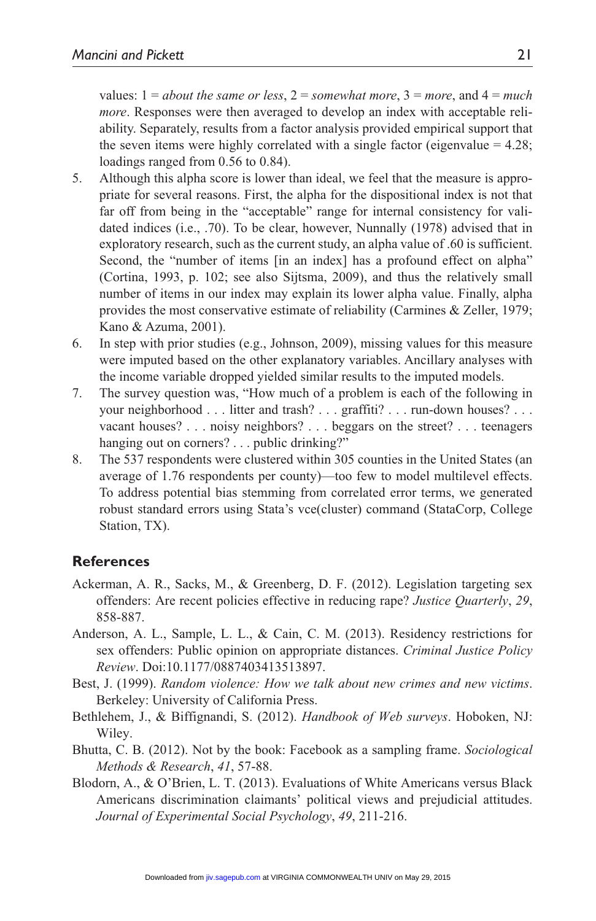values: 1 = *about the same or less*, 2 = *somewhat more*, 3 = *more*, and 4 = *much more*. Responses were then averaged to develop an index with acceptable reliability. Separately, results from a factor analysis provided empirical support that the seven items were highly correlated with a single factor (eigenvalue = 4.28; loadings ranged from 0.56 to 0.84).

5. Although this alpha score is lower than ideal, we feel that the measure is appropriate for several reasons. First, the alpha for the dispositional index is not that far off from being in the "acceptable" range for internal consistency for validated indices (i.e., .70). To be clear, however, Nunnally (1978) advised that in exploratory research, such as the current study, an alpha value of .60 is sufficient. Second, the "number of items [in an index] has a profound effect on alpha" (Cortina, 1993, p. 102; see also Sijtsma, 2009), and thus the relatively small number of items in our index may explain its lower alpha value. Finally, alpha provides the most conservative estimate of reliability (Carmines & Zeller, 1979; Kano & Azuma, 2001).
6. In step with prior studies (e.g., Johnson, 2009), missing values for this measure were imputed based on the other explanatory variables. Ancillary analyses with the income variable dropped yielded similar results to the imputed models.
7. The survey question was, "How much of a problem is each of the following in your neighborhood . . . litter and trash? . . . graffiti? . . . run-down houses? . . . vacant houses? . . . noisy neighbors? . . . beggars on the street? . . . teenagers hanging out on corners? . . . public drinking?"
8. The 537 respondents were clustered within 305 counties in the United States (an average of 1.76 respondents per county)—too few to model multilevel effects. To address potential bias stemming from correlated error terms, we generated robust standard errors using Stata's vce(cluster) command (StataCorp, College Station, TX).

## References

Ackerman, A. R., Sacks, M., & Greenberg, D. F. (2012). Legislation targeting sex offenders: Are recent policies effective in reducing rape? *Justice Quarterly*, *29*, 858-887.

Anderson, A. L., Sample, L. L., & Cain, C. M. (2013). Residency restrictions for sex offenders: Public opinion on appropriate distances. *Criminal Justice Policy Review*. Doi:10.1177/0887403413513897.

Best, J. (1999). *Random violence: How we talk about new crimes and new victims*. Berkeley: University of California Press.

Bethlehem, J., & Biffignandi, S. (2012). *Handbook of Web surveys*. Hoboken, NJ: Wiley.

Bhutta, C. B. (2012). Not by the book: Facebook as a sampling frame. *Sociological Methods & Research*, *41*, 57-88.

Blodorn, A., & O'Brien, L. T. (2013). Evaluations of White Americans versus Black Americans discrimination claimants' political views and prejudicial attitudes. *Journal of Experimental Social Psychology*, *49*, 211-216.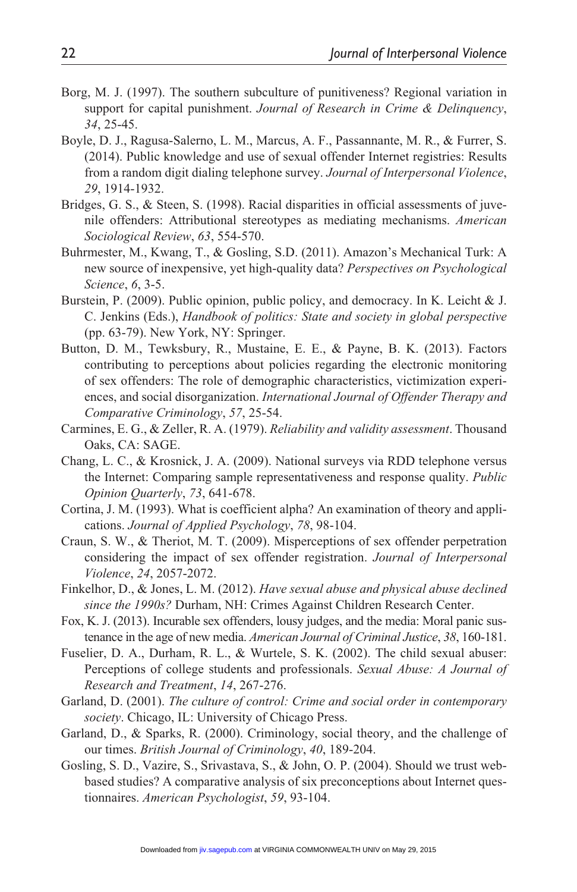Borg, M. J. (1997). The southern subculture of punitiveness? Regional variation in support for capital punishment. *Journal of Research in Crime & Delinquency*, *34*, 25-45.

Boyle, D. J., Ragusa-Salerno, L. M., Marcus, A. F., Passannante, M. R., & Furrer, S. (2014). Public knowledge and use of sexual offender Internet registries: Results from a random digit dialing telephone survey. *Journal of Interpersonal Violence*, *29*, 1914-1932.

Bridges, G. S., & Steen, S. (1998). Racial disparities in official assessments of juvenile offenders: Attributional stereotypes as mediating mechanisms. *American Sociological Review*, *63*, 554-570.

Buhrmester, M., Kwang, T., & Gosling, S.D. (2011). Amazon's Mechanical Turk: A new source of inexpensive, yet high-quality data? *Perspectives on Psychological Science*, *6*, 3-5.

Burstein, P. (2009). Public opinion, public policy, and democracy. In K. Leicht & J. C. Jenkins (Eds.), *Handbook of politics: State and society in global perspective* (pp. 63-79). New York, NY: Springer.

Button, D. M., Tewksbury, R., Mustaine, E. E., & Payne, B. K. (2013). Factors contributing to perceptions about policies regarding the electronic monitoring of sex offenders: The role of demographic characteristics, victimization experiences, and social disorganization. *International Journal of Offender Therapy and Comparative Criminology*, *57*, 25-54.

Carmines, E. G., & Zeller, R. A. (1979). *Reliability and validity assessment*. Thousand Oaks, CA: SAGE.

Chang, L. C., & Krosnick, J. A. (2009). National surveys via RDD telephone versus the Internet: Comparing sample representativeness and response quality. *Public Opinion Quarterly*, *73*, 641-678.

Cortina, J. M. (1993). What is coefficient alpha? An examination of theory and applications. *Journal of Applied Psychology*, *78*, 98-104.

Craun, S. W., & Theriot, M. T. (2009). Misperceptions of sex offender perpetration considering the impact of sex offender registration. *Journal of Interpersonal Violence*, *24*, 2057-2072.

Finkelhor, D., & Jones, L. M. (2012). *Have sexual abuse and physical abuse declined since the 1990s?* Durham, NH: Crimes Against Children Research Center.

Fox, K. J. (2013). Incurable sex offenders, lousy judges, and the media: Moral panic sustenance in the age of new media. *American Journal of Criminal Justice*, *38*, 160-181.

Fuselier, D. A., Durham, R. L., & Wurtele, S. K. (2002). The child sexual abuser: Perceptions of college students and professionals. *Sexual Abuse: A Journal of Research and Treatment*, *14*, 267-276.

Garland, D. (2001). *The culture of control: Crime and social order in contemporary society*. Chicago, IL: University of Chicago Press.

Garland, D., & Sparks, R. (2000). Criminology, social theory, and the challenge of our times. *British Journal of Criminology*, *40*, 189-204.

Gosling, S. D., Vazire, S., Srivastava, S., & John, O. P. (2004). Should we trust web-based studies? A comparative analysis of six preconceptions about Internet questionnaires. *American Psychologist*, *59*, 93-104.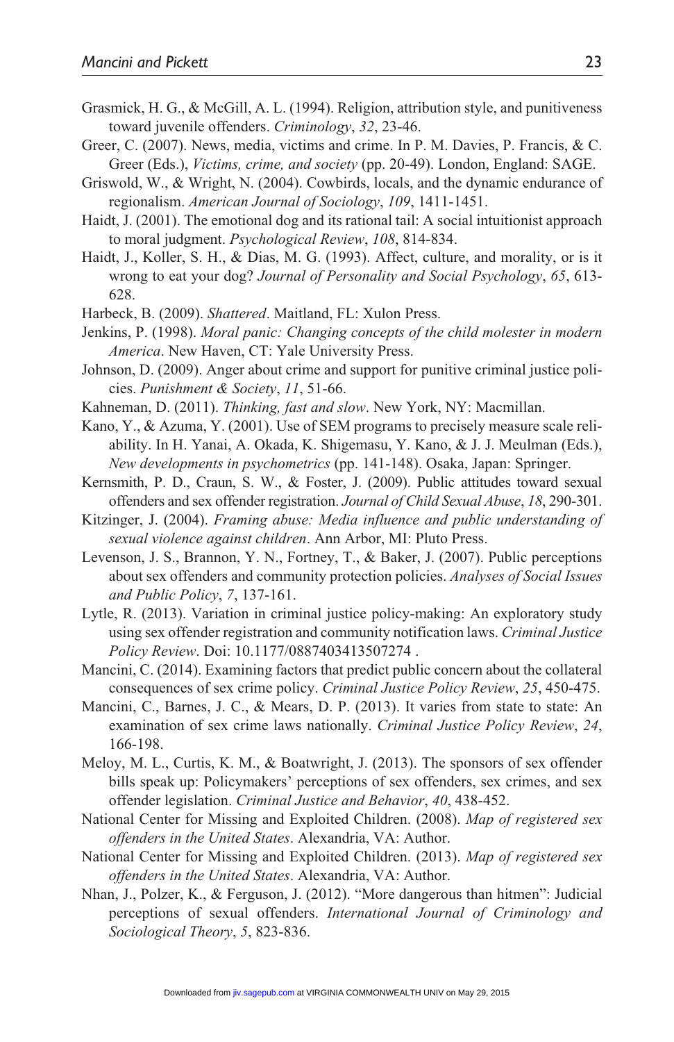Grasmick, H. G., & McGill, A. L. (1994). Religion, attribution style, and punitiveness toward juvenile offenders. *Criminology*, *32*, 23-46.

Greer, C. (2007). News, media, victims and crime. In P. M. Davies, P. Francis, & C. Greer (Eds.), *Victims, crime, and society* (pp. 20-49). London, England: SAGE.

Griswold, W., & Wright, N. (2004). Cowbirds, locals, and the dynamic endurance of regionalism. *American Journal of Sociology*, *109*, 1411-1451.

Haidt, J. (2001). The emotional dog and its rational tail: A social intuitionist approach to moral judgment. *Psychological Review*, *108*, 814-834.

Haidt, J., Koller, S. H., & Dias, M. G. (1993). Affect, culture, and morality, or is it wrong to eat your dog? *Journal of Personality and Social Psychology*, *65*, 613-628.

Harbeck, B. (2009). *Shattered*. Maitland, FL: Xulon Press.

Jenkins, P. (1998). *Moral panic: Changing concepts of the child molester in modern America*. New Haven, CT: Yale University Press.

Johnson, D. (2009). Anger about crime and support for punitive criminal justice policies. *Punishment & Society*, *11*, 51-66.

Kahneman, D. (2011). *Thinking, fast and slow*. New York, NY: Macmillan.

Kano, Y., & Azuma, Y. (2001). Use of SEM programs to precisely measure scale reliability. In H. Yanai, A. Okada, K. Shigemasu, Y. Kano, & J. J. Meulman (Eds.), *New developments in psychometrics* (pp. 141-148). Osaka, Japan: Springer.

Kernsmith, P. D., Craun, S. W., & Foster, J. (2009). Public attitudes toward sexual offenders and sex offender registration. *Journal of Child Sexual Abuse*, *18*, 290-301.

Kitzinger, J. (2004). *Framing abuse: Media influence and public understanding of sexual violence against children*. Ann Arbor, MI: Pluto Press.

Levenson, J. S., Brannon, Y. N., Fortney, T., & Baker, J. (2007). Public perceptions about sex offenders and community protection policies. *Analyses of Social Issues and Public Policy*, *7*, 137-161.

Lytle, R. (2013). Variation in criminal justice policy-making: An exploratory study using sex offender registration and community notification laws. *Criminal Justice Policy Review*. Doi: 10.1177/0887403413507274 .

Mancini, C. (2014). Examining factors that predict public concern about the collateral consequences of sex crime policy. *Criminal Justice Policy Review*, *25*, 450-475.

Mancini, C., Barnes, J. C., & Mears, D. P. (2013). It varies from state to state: An examination of sex crime laws nationally. *Criminal Justice Policy Review*, *24*, 166-198.

Meloy, M. L., Curtis, K. M., & Boatwright, J. (2013). The sponsors of sex offender bills speak up: Policymakers' perceptions of sex offenders, sex crimes, and sex offender legislation. *Criminal Justice and Behavior*, *40*, 438-452.

National Center for Missing and Exploited Children. (2008). *Map of registered sex offenders in the United States*. Alexandria, VA: Author.

National Center for Missing and Exploited Children. (2013). *Map of registered sex offenders in the United States*. Alexandria, VA: Author.

Nhan, J., Polzer, K., & Ferguson, J. (2012). "More dangerous than hitmen": Judicial perceptions of sexual offenders. *International Journal of Criminology and Sociological Theory*, *5*, 823-836.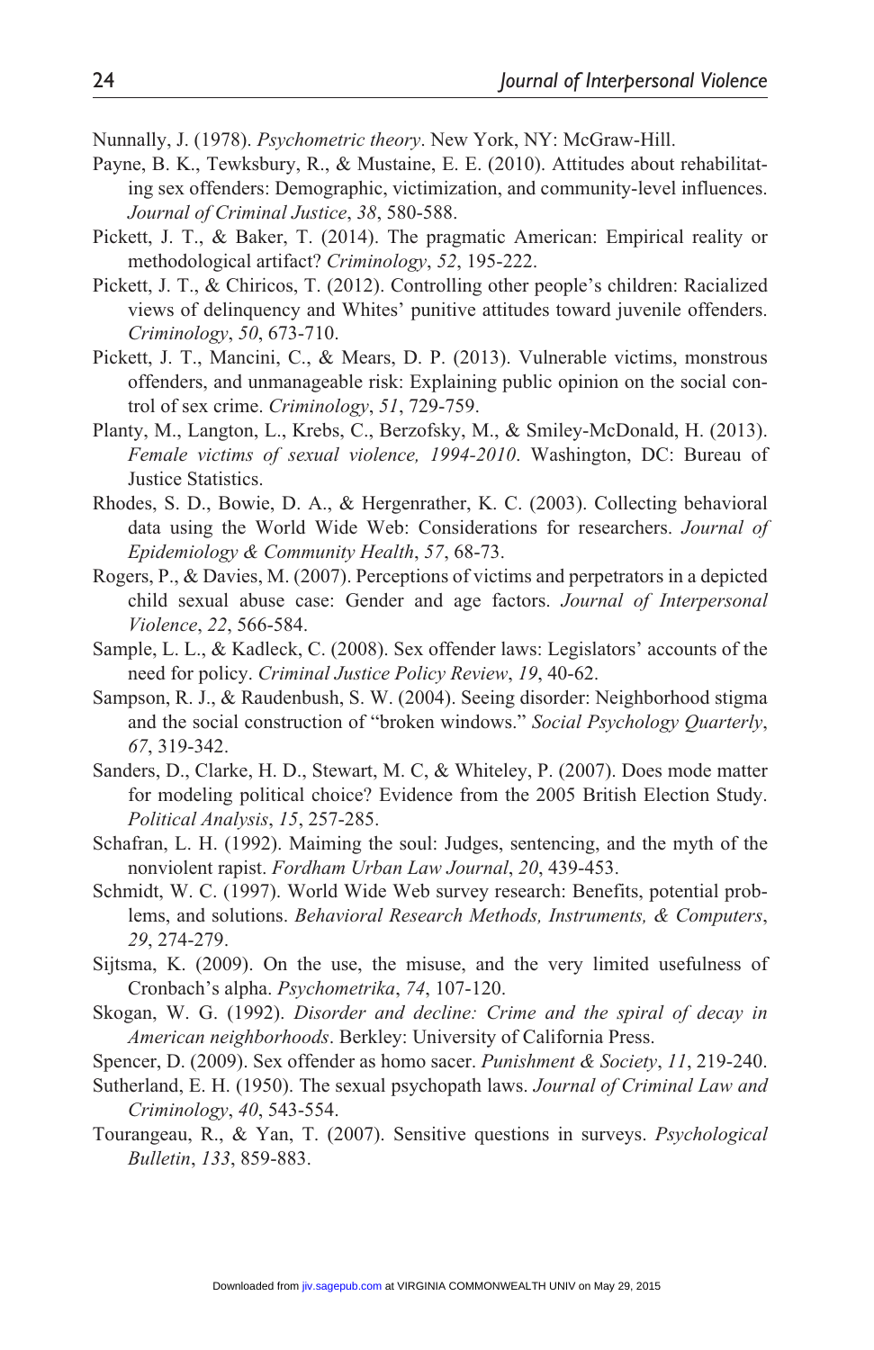Nunnally, J. (1978). *Psychometric theory*. New York, NY: McGraw-Hill.

Payne, B. K., Tewksbury, R., & Mustaine, E. E. (2010). Attitudes about rehabilitating sex offenders: Demographic, victimization, and community-level influences. *Journal of Criminal Justice*, *38*, 580-588.

Pickett, J. T., & Baker, T. (2014). The pragmatic American: Empirical reality or methodological artifact? *Criminology*, *52*, 195-222.

Pickett, J. T., & Chiricos, T. (2012). Controlling other people's children: Racialized views of delinquency and Whites' punitive attitudes toward juvenile offenders. *Criminology*, *50*, 673-710.

Pickett, J. T., Mancini, C., & Mears, D. P. (2013). Vulnerable victims, monstrous offenders, and unmanageable risk: Explaining public opinion on the social control of sex crime. *Criminology*, *51*, 729-759.

Planty, M., Langton, L., Krebs, C., Berzofsky, M., & Smiley-McDonald, H. (2013). *Female victims of sexual violence, 1994-2010*. Washington, DC: Bureau of Justice Statistics.

Rhodes, S. D., Bowie, D. A., & Hergenrather, K. C. (2003). Collecting behavioral data using the World Wide Web: Considerations for researchers. *Journal of Epidemiology & Community Health*, *57*, 68-73.

Rogers, P., & Davies, M. (2007). Perceptions of victims and perpetrators in a depicted child sexual abuse case: Gender and age factors. *Journal of Interpersonal Violence*, *22*, 566-584.

Sample, L. L., & Kadleck, C. (2008). Sex offender laws: Legislators' accounts of the need for policy. *Criminal Justice Policy Review*, *19*, 40-62.

Sampson, R. J., & Raudenbush, S. W. (2004). Seeing disorder: Neighborhood stigma and the social construction of "broken windows." *Social Psychology Quarterly*, *67*, 319-342.

Sanders, D., Clarke, H. D., Stewart, M. C, & Whiteley, P. (2007). Does mode matter for modeling political choice? Evidence from the 2005 British Election Study. *Political Analysis*, *15*, 257-285.

Schafran, L. H. (1992). Maiming the soul: Judges, sentencing, and the myth of the nonviolent rapist. *Fordham Urban Law Journal*, *20*, 439-453.

Schmidt, W. C. (1997). World Wide Web survey research: Benefits, potential problems, and solutions. *Behavioral Research Methods, Instruments, & Computers*, *29*, 274-279.

Sijtsma, K. (2009). On the use, the misuse, and the very limited usefulness of Cronbach's alpha. *Psychometrika*, *74*, 107-120.

Skogan, W. G. (1992). *Disorder and decline: Crime and the spiral of decay in American neighborhoods*. Berkley: University of California Press.

Spencer, D. (2009). Sex offender as homo sacer. *Punishment & Society*, *11*, 219-240.

Sutherland, E. H. (1950). The sexual psychopath laws. *Journal of Criminal Law and Criminology*, *40*, 543-554.

Tourangeau, R., & Yan, T. (2007). Sensitive questions in surveys. *Psychological Bulletin*, *133*, 859-883.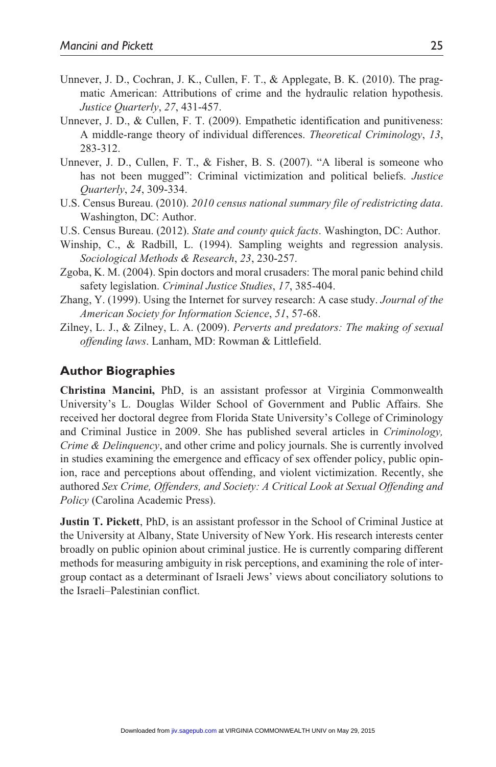Unnever, J. D., Cochran, J. K., Cullen, F. T., & Applegate, B. K. (2010). The pragmatic American: Attributions of crime and the hydraulic relation hypothesis. *Justice Quarterly*, *27*, 431-457.

Unnever, J. D., & Cullen, F. T. (2009). Empathetic identification and punitiveness: A middle-range theory of individual differences. *Theoretical Criminology*, *13*, 283-312.

Unnever, J. D., Cullen, F. T., & Fisher, B. S. (2007). "A liberal is someone who has not been mugged": Criminal victimization and political beliefs. *Justice Quarterly*, *24*, 309-334.

U.S. Census Bureau. (2010). *2010 census national summary file of redistricting data*. Washington, DC: Author.

U.S. Census Bureau. (2012). *State and county quick facts*. Washington, DC: Author.

Winship, C., & Radbill, L. (1994). Sampling weights and regression analysis. *Sociological Methods & Research*, *23*, 230-257.

Zgoba, K. M. (2004). Spin doctors and moral crusaders: The moral panic behind child safety legislation. *Criminal Justice Studies*, *17*, 385-404.

Zhang, Y. (1999). Using the Internet for survey research: A case study. *Journal of the American Society for Information Science*, *51*, 57-68.

Zilney, L. J., & Zilney, L. A. (2009). *Perverts and predators: The making of sexual offending laws*. Lanham, MD: Rowman & Littlefield.

## Author Biographies

**Christina Mancini,** PhD, is an assistant professor at Virginia Commonwealth University's L. Douglas Wilder School of Government and Public Affairs. She received her doctoral degree from Florida State University's College of Criminology and Criminal Justice in 2009. She has published several articles in *Criminology, Crime & Delinquency*, and other crime and policy journals. She is currently involved in studies examining the emergence and efficacy of sex offender policy, public opinion, race and perceptions about offending, and violent victimization. Recently, she authored *Sex Crime, Offenders, and Society: A Critical Look at Sexual Offending and Policy* (Carolina Academic Press).

**Justin T. Pickett**, PhD, is an assistant professor in the School of Criminal Justice at the University at Albany, State University of New York. His research interests center broadly on public opinion about criminal justice. He is currently comparing different methods for measuring ambiguity in risk perceptions, and examining the role of intergroup contact as a determinant of Israeli Jews' views about conciliatory solutions to the Israeli–Palestinian conflict.